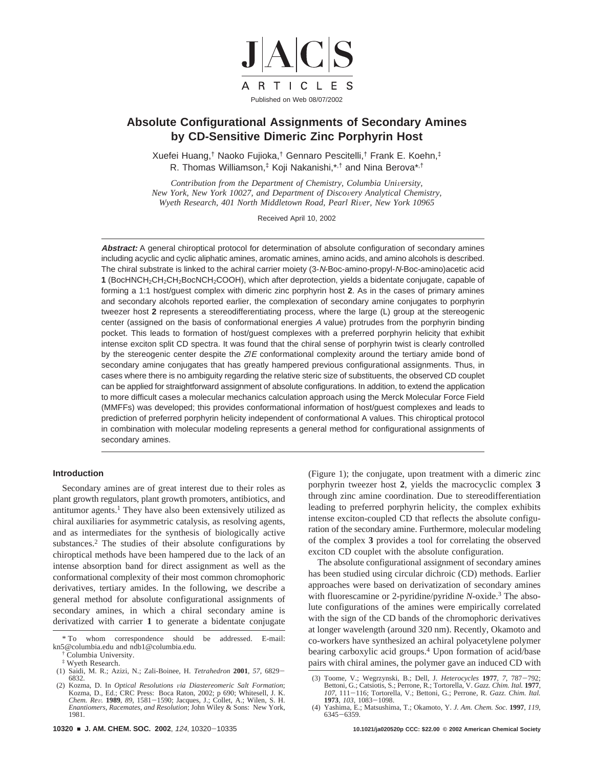# Absolute Configurational Assignments of Secondary Amines by CD-Sensitive Dimeric Zinc Porphyrin Host

Xuefei Huang,[†] Naoko Fujioka,[†] Gennaro Pescitelli,[†] Frank E. Koehn,[‡] R. Thomas Williamson,[‡] Koji Nakanishi,*[,†] and Nina Berova*[,†]

*Contribution from the Department of Chemistry, Columbia University, New York, New York 10027, and Department of Discovery Analytical Chemistry, Wyeth Research, 401 North Middletown Road, Pearl River, New York 10965*

Received April 10, 2002

**Abstract:** A general chiroptical protocol for determination of absolute configuration of secondary amines including acyclic and cyclic aliphatic amines, aromatic amines, amino acids, and amino alcohols is described. The chiral substrate is linked to the achiral carrier moiety (3-*N*-Boc-amino-propyl-*N*-Boc-amino)acetic acid **1** ($BocHNCH_2CH_2CH_2BocNCH_2COOH$), which after deprotection, yields a bidentate conjugate, capable of forming a 1:1 host/guest complex with dimeric zinc porphyrin host **2**. As in the cases of primary amines and secondary alcohols reported earlier, the complexation of secondary amine conjugates to porphyrin tweezer host **2** represents a stereodifferentiating process, where the large (L) group at the stereogenic center (assigned on the basis of conformational energies *A* value) protrudes from the porphyrin binding pocket. This leads to formation of host/guest complexes with a preferred porphyrin helicity that exhibit intense exciton split CD spectra. It was found that the chiral sense of porphyrin twist is clearly controlled by the stereogenic center despite the *Z*/*E* conformational complexity around the tertiary amide bond of secondary amine conjugates that has greatly hampered previous configurational assignments. Thus, in cases where there is no ambiguity regarding the relative steric size of substituents, the observed CD couplet can be applied for straightforward assignment of absolute configurations. In addition, to extend the application to more difficult cases a molecular mechanics calculation approach using the Merck Molecular Force Field (MMFFs) was developed; this provides conformational information of host/guest complexes and leads to prediction of preferred porphyrin helicity independent of conformational A values. This chiroptical protocol in combination with molecular modeling represents a general method for configurational assignments of secondary amines.

## Introduction

Secondary amines are of great interest due to their roles as plant growth regulators, plant growth promoters, antibiotics, and antitumor agents.[1] They have also been extensively utilized as chiral auxiliaries for asymmetric catalysis, as resolving agents, and as intermediates for the synthesis of biologically active substances.[2] The studies of their absolute configurations by chiroptical methods have been hampered due to the lack of an intense absorption band for direct assignment as well as the conformational complexity of their most common chromophoric derivatives, tertiary amides. In the following, we describe a general method for absolute configurational assignments of secondary amines, in which a chiral secondary amine is derivatized with carrier **1** to generate a bidentate conjugate (Figure 1); the conjugate, upon treatment with a dimeric zinc porphyrin tweezer host **2**, yields the macrocyclic complex **3** through zinc amine coordination. Due to stereodifferentiation leading to preferred porphyrin helicity, the complex exhibits intense exciton-coupled CD that reflects the absolute configuration of the secondary amine. Furthermore, molecular modeling of the complex **3** provides a tool for correlating the observed exciton CD couplet with the absolute configuration.

The absolute configurational assignment of secondary amines has been studied using circular dichroic (CD) methods. Earlier approaches were based on derivatization of secondary amines with fluorescamine or 2-pyridine/pyridine *N*-oxide.[3] The absolute configurations of the amines were empirically correlated with the sign of the CD bands of the chromophoric derivatives at longer wavelength (around 320 nm). Recently, Okamoto and co-workers have synthesized an achiral polyacetylene polymer bearing carboxylic acid groups.[4] Upon formation of acid/base pairs with chiral amines, the polymer gave an induced CD with

\* To whom correspondence should be addressed. E-mail: kn5@columbia.edu and ndb1@columbia.edu.

† Columbia University.

‡ Wyeth Research.

(1) Saidi, M. R.; Azizi, N.; Zali-Boinee, H. *Tetrahedron* **2001**, *57*, 6829–6832.

(2) Kozma, D. In *Optical Resolutions via Diastereomeric Salt Formation*; Kozma, D., Ed.; CRC Press: Boca Raton, 2002; p 690; Whitesell, J. K. *Chem. Rev.* **1989**, *89*, 1581–1590; Jacques, J.; Collet, A.; Wilen, S. H. *Enantiomers, Racemates, and Resolution*; John Wiley & Sons: New York, 1981.

(3) Toome, V.; Wegrzynski, B.; Dell, J. *Heterocycles* **1977**, *7*, 787–792; Bettoni, G.; Catsiotis, S.; Perrone, R.; Tortorella, V. *Gazz. Chim. Ital.* **1977**, *107*, 111–116; Tortorella, V.; Bettoni, G.; Perrone, R. *Gazz. Chim. Ital.* **1973**, *103*, 1083–1098.

(4) Yashima, E.; Matsushima, T.; Okamoto, Y. *J. Am. Chem. Soc.* **1997**, *119*, 6345–6359.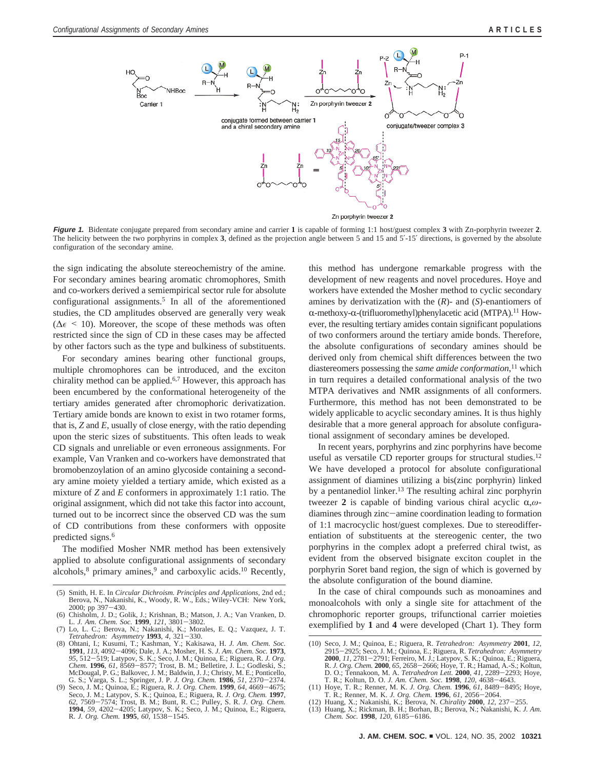**Figure 1.** Bidentate conjugate prepared from secondary amine and carrier **1** is capable of forming 1:1 host/guest complex **3** with Zn-porphyrin tweezer **2**. The helicity between the two porphyrins in complex **3**, defined as the projection angle between 5 and 15 and 5′-15′ directions, is governed by the absolute configuration of the secondary amine.

the sign indicating the absolute stereochemistry of the amine. For secondary amines bearing aromatic chromophores, Smith and co-workers derived a semiempirical sector rule for absolute configurational assignments.[5] In all of the aforementioned studies, the CD amplitudes observed are generally very weak ($\Delta\epsilon < 10$). Moreover, the scope of these methods was often restricted since the sign of CD in these cases may be affected by other factors such as the type and bulkiness of substituents.

For secondary amines bearing other functional groups, multiple chromophores can be introduced, and the exciton chirality method can be applied.[6,7] However, this approach has been encumbered by the conformational heterogeneity of the tertiary amides generated after chromophoric derivatization. Tertiary amide bonds are known to exist in two rotamer forms, that is, *Z* and *E*, usually of close energy, with the ratio depending upon the steric sizes of substituents. This often leads to weak CD signals and unreliable or even erroneous assignments. For example, Van Vranken and co-workers have demonstrated that bromobenzoylation of an amino glycoside containing a secondary amine moiety yielded a tertiary amide, which existed as a mixture of *Z* and *E* conformers in approximately 1:1 ratio. The original assignment, which did not take this factor into account, turned out to be incorrect since the observed CD was the sum of CD contributions from these conformers with opposite predicted signs.[6]

The modified Mosher NMR method has been extensively applied to absolute configurational assignments of secondary alcohols,[8] primary amines,[9] and carboxylic acids.[10] Recently, this method has undergone remarkable progress with the development of new reagents and novel procedures. Hoye and workers have extended the Mosher method to cyclic secondary amines by derivatization with the (*R*)- and (*S*)-enantiomers of α-methoxy-α-(trifluoromethyl)phenylacetic acid (MTPA).[11] However, the resulting tertiary amides contain significant populations of two conformers around the tertiary amide bonds. Therefore, the absolute configurations of secondary amines should be derived only from chemical shift differences between the two diastereomers possessing the *same amide conformation*,[11] which in turn requires a detailed conformational analysis of the two MTPA derivatives and NMR assignments of all conformers. Furthermore, this method has not been demonstrated to be widely applicable to acyclic secondary amines. It is thus highly desirable that a more general approach for absolute configurational assignment of secondary amines be developed.

In recent years, porphyrins and zinc porphyrins have become useful as versatile CD reporter groups for structural studies.[12] We have developed a protocol for absolute configurational assignment of diamines utilizing a bis(zinc porphyrin) linked by a pentanediol linker.[13] The resulting achiral zinc porphyrin tweezer **2** is capable of binding various chiral acyclic α,ω-diamines through zinc–amine coordination leading to formation of 1:1 macrocyclic host/guest complexes. Due to stereodifferentiation of substituents at the stereogenic center, the two porphyrins in the complex adopt a preferred chiral twist, as evident from the observed bisignate exciton couplet in the porphyrin Soret band region, the sign of which is governed by the absolute configuration of the bound diamine.

In the case of chiral compounds such as monoamines and monoalcohols with only a single site for attachment of the chromophoric reporter groups, trifunctional carrier moieties exemplified by **1** and **4** were developed (Chart 1). They form

(5) Smith, H. E. In *Circular Dichroism. Principles and Applications*, 2nd ed.; Berova, N., Nakanishi, K., Woody, R. W., Eds.; Wiley-VCH: New York, 2000; pp 397–430.

(6) Chisholm, J. D.; Golik, J.; Krishnan, B.; Matson, J. A.; Van Vranken, D. L. *J. Am. Chem. Soc.* **1999**, *121*, 3801–3802.

(7) Lo, L. C.; Berova, N.; Nakanishi, K.; Morales, E. Q.; Vazquez, J. T. *Tetrahedron: Asymmetry* **1993**, *4*, 321–330.

(8) Ohtani, I.; Kusumi, T.; Kashman, Y.; Kakisawa, H. *J. Am. Chem. Soc.* **1991**, *113*, 4092–4096; Dale, J. A.; Mosher, H. S. *J. Am. Chem. Soc.* **1973**, *95*, 512–519; Latypov, S. K.; Seco, J. M.; Quinoa, E.; Riguera, R. *J. Org. Chem.* **1996**, *61*, 8569–8577; Trost, B. M.; Belletire, J. L.; Godleski, S.; McDougal, P. G.; Balkovec, J. M.; Baldwin, J. J.; Christy, M. E.; Ponticello, G. S.; Varga, S. L.; Springer, J. P. *J. Org. Chem.* **1986**, *51*, 2370–2374.

(9) Seco, J. M.; Quinoa, E.; Riguera, R. *J. Org. Chem.* **1999**, *64*, 4669–4675; Seco, J. M.; Latypov, S. K.; Quinoa, E.; Riguera, R. *J. Org. Chem.* **1997**, *62*, 7569–7574; Trost, B. M.; Bunt, R. C.; Pulley, S. R. *J. Org. Chem.* **1994**, *59*, 4202–4205; Latypov, S. K.; Seco, J. M.; Quinoa, E.; Riguera, R. *J. Org. Chem.* **1995**, *60*, 1538–1545.

(10) Seco, J. M.; Quinoa, E.; Riguera, R. *Tetrahedron: Asymmetry* **2001**, *12*, 2915–2925; Seco, J. M.; Quinoa, E.; Riguera, R. *Tetrahedron: Asymmetry* **2000**, *11*, 2781–2791; Ferreiro, M. J.; Latypov, S. K.; Quinoa, E.; Riguera, R. *J. Org. Chem.* **2000**, *65*, 2658–2666; Hoye, T. R.; Hamad, A.-S.; Koltun, D. O.; Tennakoon, M. A. *Tetrahedron Lett.* **2000**, *41*, 2289–2293; Hoye, T. R.; Koltun, D. O. *J. Am. Chem. Soc.* **1998**, *120*, 4638–4643.

(11) Hoye, T. R.; Renner, M. K. *J. Org. Chem.* **1996**, *61*, 8489–8495; Hoye, T. R.; Renner, M. K. *J. Org. Chem.* **1996**, *61*, 2056–2064.

(12) Huang, X.; Nakanishi, K.; Berova, N. *Chirality* **2000**, *12*, 237–255.

(13) Huang, X.; Rickman, B. H.; Borhan, B.; Berova, N.; Nakanishi, K. *J. Am. Chem. Soc.* **1998**, *120*, 6185–6186.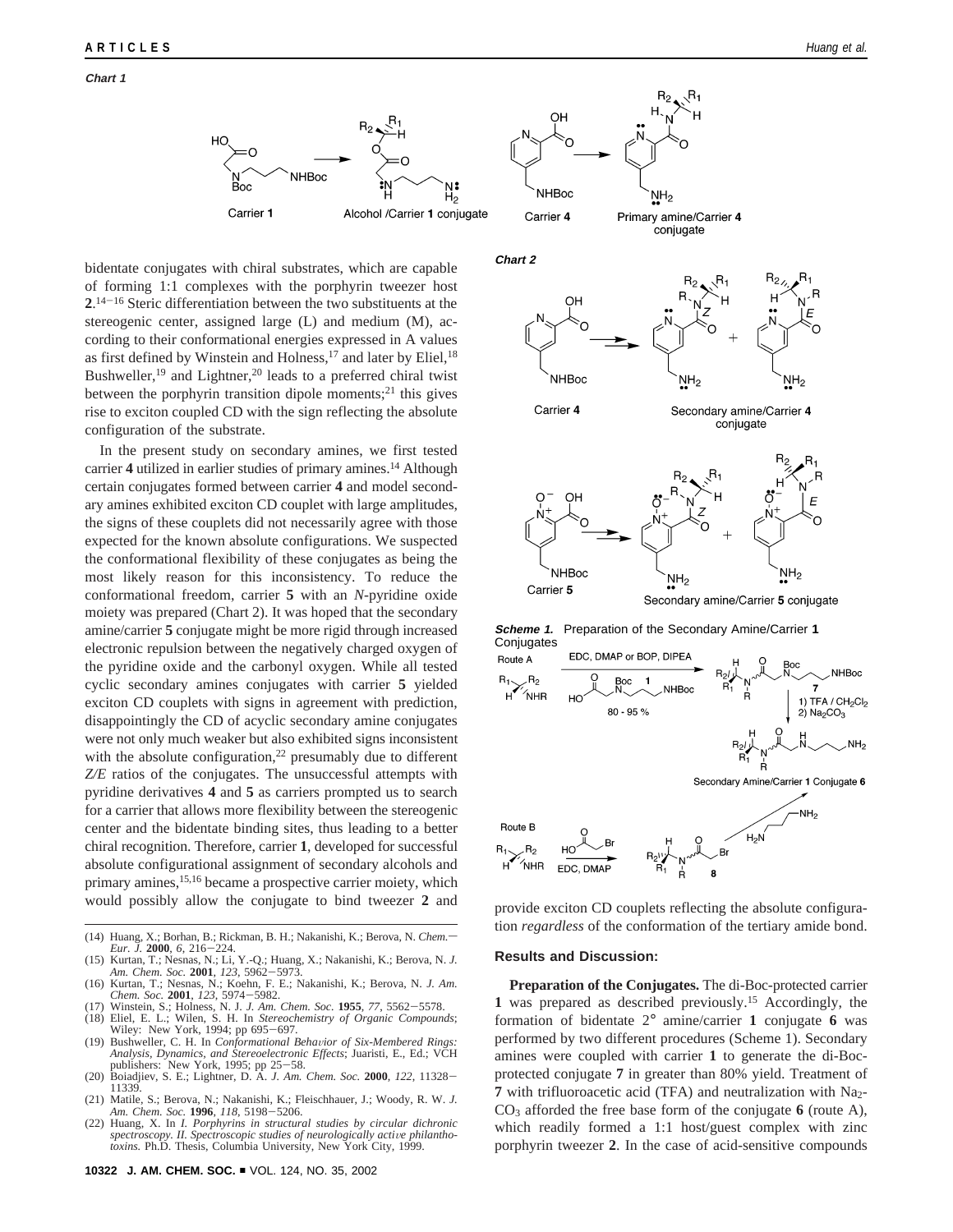**Chart 1**

**Chart 2**

bidentate conjugates with chiral substrates, which are capable of forming 1:1 complexes with the porphyrin tweezer host **2**.[14−16] Steric differentiation between the two substituents at the stereogenic center, assigned large (L) and medium (M), according to their conformational energies expressed in A values as first defined by Winstein and Holness,[17] and later by Eliel,[18] Bushweller,[19] and Lightner,[20] leads to a preferred chiral twist between the porphyrin transition dipole moments;[21] this gives rise to exciton coupled CD with the sign reflecting the absolute configuration of the substrate.

In the present study on secondary amines, we first tested carrier **4** utilized in earlier studies of primary amines.[14] Although certain conjugates formed between carrier **4** and model secondary amines exhibited exciton CD couplet with large amplitudes, the signs of these couplets did not necessarily agree with those expected for the known absolute configurations. We suspected the conformational flexibility of these conjugates as being the most likely reason for this inconsistency. To reduce the conformational freedom, carrier **5** with an *N*-pyridine oxide moiety was prepared (Chart 2). It was hoped that the secondary amine/carrier **5** conjugate might be more rigid through increased electronic repulsion between the negatively charged oxygen of the pyridine oxide and the carbonyl oxygen. While all tested cyclic secondary amines conjugates with carrier **5** yielded exciton CD couplets with signs in agreement with prediction, disappointingly the CD of acyclic secondary amine conjugates were not only much weaker but also exhibited signs inconsistent with the absolute configuration,[22] presumably due to different *Z/E* ratios of the conjugates. The unsuccessful attempts with pyridine derivatives **4** and **5** as carriers prompted us to search for a carrier that allows more flexibility between the stereogenic center and the bidentate binding sites, thus leading to a better chiral recognition. Therefore, carrier **1**, developed for successful absolute configurational assignment of secondary alcohols and primary amines,[15,16] became a prospective carrier moiety, which would possibly allow the conjugate to bind tweezer **2** and provide exciton CD couplets reflecting the absolute configuration *regardless* of the conformation of the tertiary amide bond.

***Scheme 1.*** Preparation of the Secondary Amine/Carrier **1** Conjugates

## Results and Discussion:

**Preparation of the Conjugates.** The di-Boc-protected carrier **1** was prepared as described previously.[15] Accordingly, the formation of bidentate 2° amine/carrier **1** conjugate **6** was performed by two different procedures (Scheme 1). Secondary amines were coupled with carrier **1** to generate the di-Boc-protected conjugate **7** in greater than 80% yield. Treatment of **7** with trifluoroacetic acid (TFA) and neutralization with $Na_2CO_3$ afforded the free base form of the conjugate **6** (route A), which readily formed a 1:1 host/guest complex with zinc porphyrin tweezer **2**. In the case of acid-sensitive compounds

(14) Huang, X.; Borhan, B.; Rickman, B. H.; Nakanishi, K.; Berova, N. *Chem.*—*Eur. J.* **2000**, *6*, 216−224.
(15) Kurtan, T.; Nesnas, N.; Li, Y.-Q.; Huang, X.; Nakanishi, K.; Berova, N. *J. Am. Chem. Soc.* **2001**, *123*, 5962−5973.
(16) Kurtan, T.; Nesnas, N.; Koehn, F. E.; Nakanishi, K.; Berova, N. *J. Am. Chem. Soc.* **2001**, *123*, 5974−5982.
(17) Winstein, S.; Holness, N. J. *J. Am. Chem. Soc.* **1955**, *77*, 5562−5578.
(18) Eliel, E. L.; Wilen, S. H. In *Stereochemistry of Organic Compounds*; Wiley: New York, 1994; pp 695−697.
(19) Bushweller, C. H. In *Conformational Behavior of Six-Membered Rings: Analysis, Dynamics, and Stereoelectronic Effects*; Juaristi, E., Ed.; VCH publishers: New York, 1995; pp 25−58.
(20) Boiadjiev, S. E.; Lightner, D. A. *J. Am. Chem. Soc.* **2000**, *122*, 11328−11339.
(21) Matile, S.; Berova, N.; Nakanishi, K.; Fleischhauer, J.; Woody, R. W. *J. Am. Chem. Soc.* **1996**, *118*, 5198−5206.
(22) Huang, X. In *I. Porphyrins in structural studies by circular dichronic spectroscopy. II. Spectroscopic studies of neurologically active philanthotoxins.* Ph.D. Thesis, Columbia University, New York City, 1999.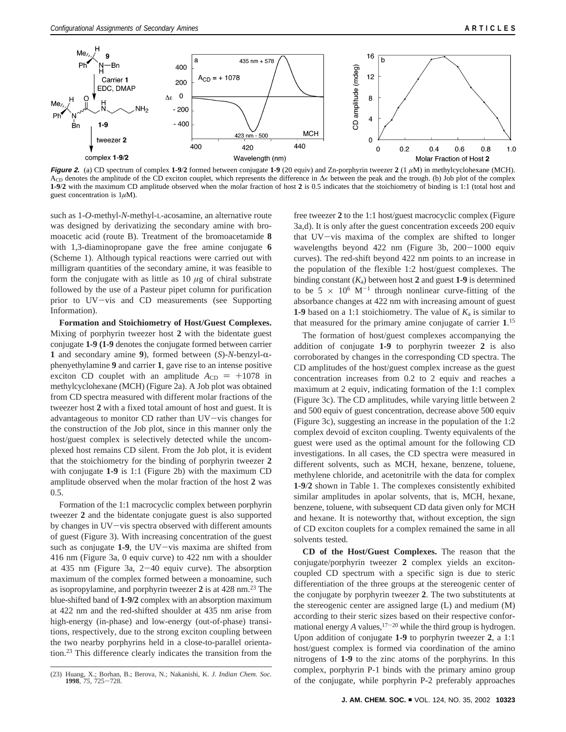**Figure 2.** (a) CD spectrum of complex **1-9**/**2** formed between conjugate **1-9** (20 equiv) and Zn-porphyrin tweezer **2** (1 $\mu$M) in methylcyclohexane (MCH). $A_{CD}$ denotes the amplitude of the CD exciton couplet, which represents the difference in $\Delta\varepsilon$ between the peak and the trough. (b) Job plot of the complex **1-9**/**2** with the maximum CD amplitude observed when the molar fraction of host **2** is 0.5 indicates that the stoichiometry of binding is 1:1 (total host and guest concentration is 1$\mu$M).

such as 1-*O*-methyl-*N*-methyl-L-acosamine, an alternative route was designed by derivatizing the secondary amine with bromoacetic acid (route B). Treatment of the bromoacetamide **8** with 1,3-diaminopropane gave the free amine conjugate **6** (Scheme 1). Although typical reactions were carried out with milligram quantities of the secondary amine, it was feasible to form the conjugate with as little as 10 $\mu$g of chiral substrate followed by the use of a Pasteur pipet column for purification prior to UV−vis and CD measurements (see Supporting Information).

**Formation and Stoichiometry of Host/Guest Complexes.** Mixing of porphyrin tweezer host **2** with the bidentate guest conjugate **1-9** (**1-9** denotes the conjugate formed between carrier **1** and secondary amine **9**), formed between (*S*)-*N*-benzyl-$\alpha$-phenyethylamine **9** and carrier **1**, gave rise to an intense positive exciton CD couplet with an amplitude $A_{CD} = +1078$ in methylcyclohexane (MCH) (Figure 2a). A Job plot was obtained from CD spectra measured with different molar fractions of the tweezer host **2** with a fixed total amount of host and guest. It is advantageous to monitor CD rather than UV−vis changes for the construction of the Job plot, since in this manner only the host/guest complex is selectively detected while the uncomplexed host remains CD silent. From the Job plot, it is evident that the stoichiometry for the binding of porphyrin tweezer **2** with conjugate **1-9** is 1:1 (Figure 2b) with the maximum CD amplitude observed when the molar fraction of the host **2** was 0.5.

Formation of the 1:1 macrocyclic complex between porphyrin tweezer **2** and the bidentate conjugate guest is also supported by changes in UV−vis spectra observed with different amounts of guest (Figure 3). With increasing concentration of the guest such as conjugate **1-9**, the UV−vis maxima are shifted from 416 nm (Figure 3a, 0 equiv curve) to 422 nm with a shoulder at 435 nm (Figure 3a, 2−40 equiv curve). The absorption maximum of the complex formed between a monoamine, such as isopropylamine, and porphyrin tweezer **2** is at 428 nm.[23] The blue-shifted band of **1-9/2** complex with an absorption maximum at 422 nm and the red-shifted shoulder at 435 nm arise from high-energy (in-phase) and low-energy (out-of-phase) transitions, respectively, due to the strong exciton coupling between the two nearby porphyrins held in a close-to-parallel orientation.[23] This difference clearly indicates the transition from the free tweezer **2** to the 1:1 host/guest macrocyclic complex (Figure 3a,d). It is only after the guest concentration exceeds 200 equiv that UV−vis maxima of the complex are shifted to longer wavelengths beyond 422 nm (Figure 3b, 200−1000 equiv curves). The red-shift beyond 422 nm points to an increase in the population of the flexible 1:2 host/guest complexes. The binding constant ($K_a$) between host **2** and guest **1-9** is determined to be $5 \times 10^6$ M$^{-1}$ through nonlinear curve-fitting of the absorbance changes at 422 nm with increasing amount of guest **1-9** based on a 1:1 stoichiometry. The value of $K_a$ is similar to that measured for the primary amine conjugate of carrier **1**.[15]

The formation of host/guest complexes accompanying the addition of conjugate **1-9** to porphyrin tweezer **2** is also corroborated by changes in the corresponding CD spectra. The CD amplitudes of the host/guest complex increase as the guest concentration increases from 0.2 to 2 equiv and reaches a maximum at 2 equiv, indicating formation of the 1:1 complex (Figure 3c). The CD amplitudes, while varying little between 2 and 500 equiv of guest concentration, decrease above 500 equiv (Figure 3c), suggesting an increase in the population of the 1:2 complex devoid of exciton coupling. Twenty equivalents of the guest were used as the optimal amount for the following CD investigations. In all cases, the CD spectra were measured in different solvents, such as MCH, hexane, benzene, toluene, methylene chloride, and acetonitrile with the data for complex **1-9**/**2** shown in Table 1. The complexes consistently exhibited similar amplitudes in apolar solvents, that is, MCH, hexane, benzene, toluene, with subsequent CD data given only for MCH and hexane. It is noteworthy that, without exception, the sign of CD exciton couplets for a complex remained the same in all solvents tested.

**CD of the Host/Guest Complexes.** The reason that the conjugate/porphyrin tweezer **2** complex yields an exciton-coupled CD spectrum with a specific sign is due to steric differentiation of the three groups at the stereogenic center of the conjugate by porphyrin tweezer **2**. The two substitutents at the stereogenic center are assigned large (L) and medium (M) according to their steric sizes based on their respective conformational energy *A* values,[17−20] while the third group is hydrogen. Upon addition of conjugate **1-9** to porphyrin tweezer **2**, a 1:1 host/guest complex is formed via coordination of the amino nitrogens of **1-9** to the zinc atoms of the porphyrins. In this complex, porphyrin P-1 binds with the primary amino group of the conjugate, while porphyrin P-2 preferably approaches

(23) Huang, X.; Borhan, B.; Berova, N.; Nakanishi, K. *J. Indian Chem. Soc.* **1998**, *75*, 725−728.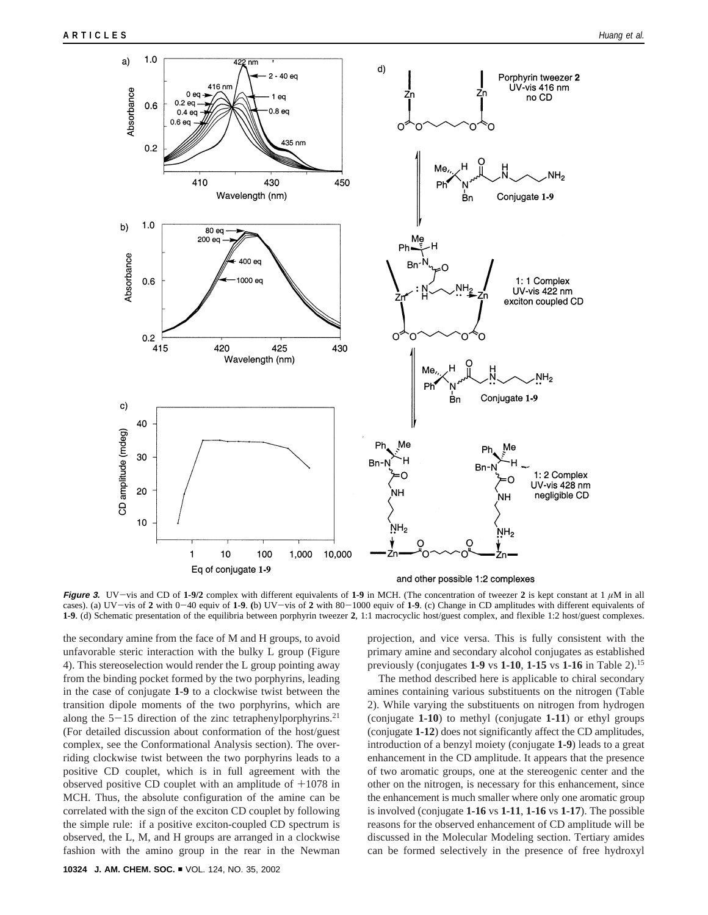**Figure 3.** UV–vis and CD of **1-9**/**2** complex with different equivalents of **1-9** in MCH. (The concentration of tweezer **2** is kept constant at 1 $\mu$M in all cases). (a) UV–vis of **2** with 0–40 equiv of **1-9**. (b) UV–vis of **2** with 80–1000 equiv of **1-9**. (c) Change in CD amplitudes with different equivalents of **1-9**. (d) Schematic presentation of the equilibria between porphyrin tweezer **2**, 1:1 macrocyclic host/guest complex, and flexible 1:2 host/guest complexes.

the secondary amine from the face of M and H groups, to avoid unfavorable steric interaction with the bulky L group (Figure 4). This stereoselection would render the L group pointing away from the binding pocket formed by the two porphyrins, leading in the case of conjugate **1-9** to a clockwise twist between the transition dipole moments of the two porphyrins, which are along the 5–15 direction of the zinc tetraphenylporphyrins.[21] (For detailed discussion about conformation of the host/guest complex, see the Conformational Analysis section). The overriding clockwise twist between the two porphyrins leads to a positive CD couplet, which is in full agreement with the observed positive CD couplet with an amplitude of +1078 in MCH. Thus, the absolute configuration of the amine can be correlated with the sign of the exciton CD couplet by following the simple rule: if a positive exciton-coupled CD spectrum is observed, the L, M, and H groups are arranged in a clockwise fashion with the amino group in the rear in the Newman projection, and vice versa. This is fully consistent with the primary amine and secondary alcohol conjugates as established previously (conjugates **1-9** vs **1-10**, **1-15** vs **1-16** in Table 2).[15]

The method described here is applicable to chiral secondary amines containing various substituents on the nitrogen (Table 2). While varying the substituents on nitrogen from hydrogen (conjugate **1-10**) to methyl (conjugate **1-11**) or ethyl groups (conjugate **1-12**) does not significantly affect the CD amplitudes, introduction of a benzyl moiety (conjugate **1-9**) leads to a great enhancement in the CD amplitude. It appears that the presence of two aromatic groups, one at the stereogenic center and the other on the nitrogen, is necessary for this enhancement, since the enhancement is much smaller where only one aromatic group is involved (conjugate **1-16** vs **1-11**, **1-16** vs **1-17**). The possible reasons for the observed enhancement of CD amplitude will be discussed in the Molecular Modeling section. Tertiary amides can be formed selectively in the presence of free hydroxyl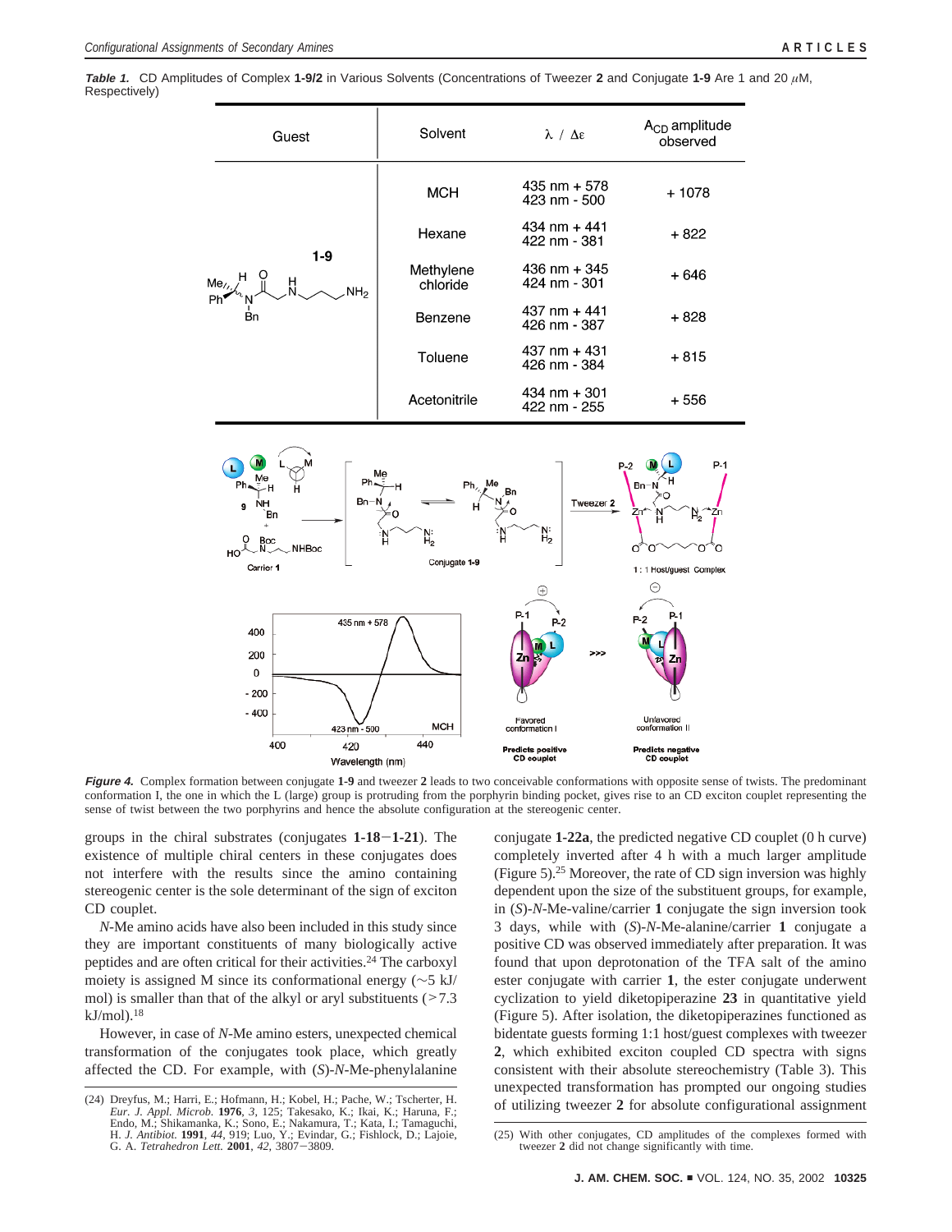**Table 1.** CD Amplitudes of Complex **1-9/2** in Various Solvents (Concentrations of Tweezer **2** and Conjugate **1-9** Are 1 and 20 $\mu$M, Respectively)

| Guest | Solvent | λ / Δε | $A_{CD}$ amplitude observed |
|---|---|---|---|
| **1-9** | MCH | 435 nm + 578<br>423 nm - 500 | + 1078 |
| | Hexane | 434 nm + 441<br>422 nm - 381 | + 822 |
| | Methylene chloride | 436 nm + 345<br>424 nm - 301 | + 646 |
| | Benzene | 437 nm + 441<br>426 nm - 387 | + 828 |
| | Toluene | 437 nm + 431<br>426 nm - 384 | + 815 |
| | Acetonitrile | 434 nm + 301<br>422 nm - 255 | + 556 |

**Figure 4.** Complex formation between conjugate **1-9** and tweezer **2** leads to two conceivable conformations with opposite sense of twists. The predominant conformation I, the one in which the L (large) group is protruding from the porphyrin binding pocket, gives rise to an CD exciton couplet representing the sense of twist between the two porphyrins and hence the absolute configuration at the stereogenic center.

groups in the chiral substrates (conjugates **1-18**−**1-21**). The existence of multiple chiral centers in these conjugates does not interfere with the results since the amino containing stereogenic center is the sole determinant of the sign of exciton CD couplet.

*N*-Me amino acids have also been included in this study since they are important constituents of many biologically active peptides and are often critical for their activities.[24] The carboxyl moiety is assigned M since its conformational energy (~5 kJ/mol) is smaller than that of the alkyl or aryl substituents (>7.3 kJ/mol).[18]

However, in case of *N*-Me amino esters, unexpected chemical transformation of the conjugates took place, which greatly affected the CD. For example, with (*S*)-*N*-Me-phenylalanine conjugate **1-22a**, the predicted negative CD couplet (0 h curve) completely inverted after 4 h with a much larger amplitude (Figure 5).[25] Moreover, the rate of CD sign inversion was highly dependent upon the size of the substituent groups, for example, in (*S*)-*N*-Me-valine/carrier **1** conjugate the sign inversion took 3 days, while with (*S*)-*N*-Me-alanine/carrier **1** conjugate a positive CD was observed immediately after preparation. It was found that upon deprotonation of the TFA salt of the amino ester conjugate with carrier **1**, the ester conjugate underwent cyclization to yield diketopiperazine **23** in quantitative yield (Figure 5). After isolation, the diketopiperazines functioned as bidentate guests forming 1:1 host/guest complexes with tweezer **2**, which exhibited exciton coupled CD spectra with signs consistent with their absolute stereochemistry (Table 3). This unexpected transformation has prompted our ongoing studies of utilizing tweezer **2** for absolute configurational assignment

(24) Dreyfus, M.; Harri, E.; Hofmann, H.; Kobel, H.; Pache, W.; Tscherter, H. *Eur. J. Appl. Microb.* **1976**, *3*, 125; Takesako, K.; Ikai, K.; Haruna, F.; Endo, M.; Shikamanka, K.; Sono, E.; Nakamura, T.; Kata, I.; Tamaguchi, H. *J. Antibiot.* **1991**, *44*, 919; Luo, Y.; Evindar, G.; Fishlock, D.; Lajoie, G. A. *Tetrahedron Lett.* **2001**, *42*, 3807−3809.

(25) With other conjugates, CD amplitudes of the complexes formed with tweezer **2** did not change significantly with time.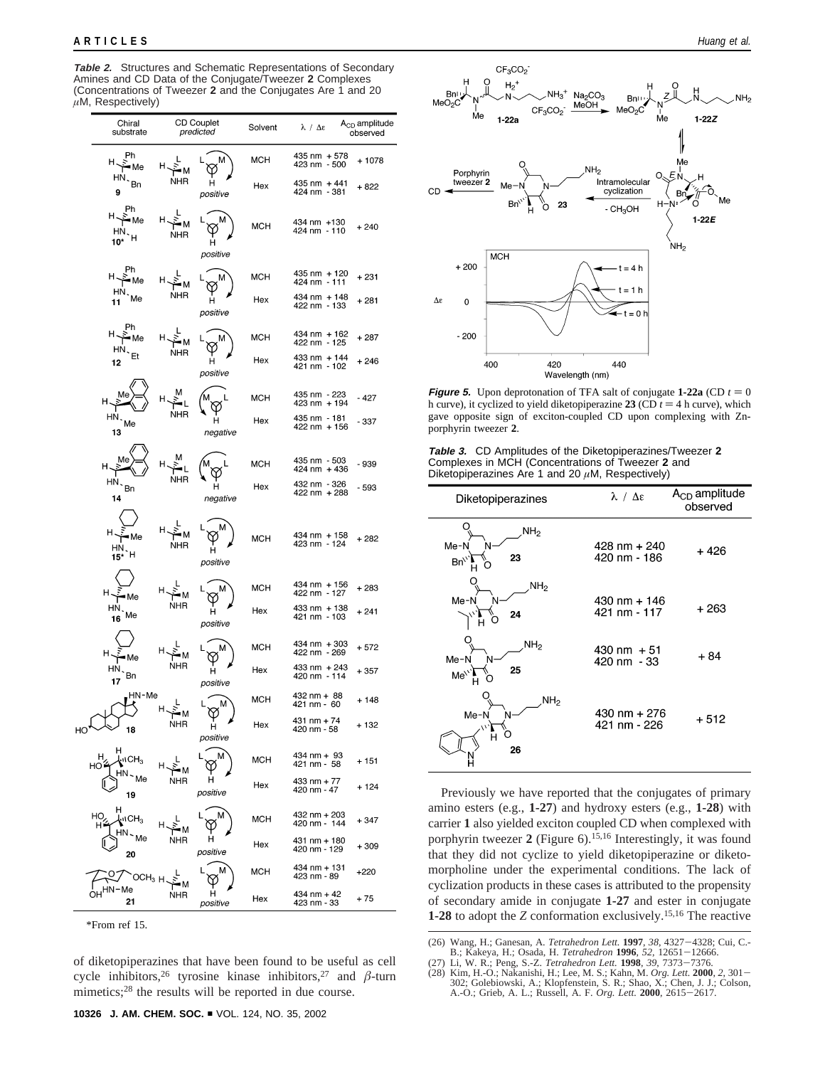**Table 2.** Structures and Schematic Representations of Secondary Amines and CD Data of the Conjugate/Tweezer **2** Complexes (Concentrations of Tweezer **2** and the Conjugates Are 1 and 20 $\mu$M, Respectively)

| Chiral substrate | CD Couplet *predicted* | Solvent | λ / Δε | $A_{CD}$ amplitude observed |
|---|---|---|---|---|
| **9** | positive | MCH | 435 nm +578; 423 nm -500 | +1078 |
| | | Hex | 435 nm +441; 424 nm -381 | +822 |
| **10*** | positive | MCH | 434 nm +130; 424 nm -110 | +240 |
| **11** | positive | MCH | 435 nm +120; 424 nm -111 | +231 |
| | | Hex | 434 nm +148; 422 nm -133 | +281 |
| **12** | positive | MCH | 434 nm +162; 422 nm -125 | +287 |
| | | Hex | 433 nm +144; 421 nm -102 | +246 |
| **13** | negative | MCH | 435 nm -223; 423 nm +194 | -427 |
| | | Hex | 435 nm -181; 422 nm +156 | -337 |
| **14** | negative | MCH | 435 nm -503; 424 nm +436 | -939 |
| | | Hex | 432 nm -326; 422 nm +288 | -593 |
| **15*** | positive | MCH | 434 nm +158; 423 nm -124 | +282 |
| **16** | positive | MCH | 434 nm +156; 422 nm -127 | +283 |
| | | Hex | 433 nm +138; 421 nm -103 | +241 |
| **17** | positive | MCH | 434 nm +303; 422 nm -269 | +572 |
| | | Hex | 433 nm +243; 420 nm -114 | +357 |
| **18** | positive | MCH | 432 nm +88; 421 nm -60 | +148 |
| | | Hex | 431 nm +74; 420 nm -58 | +132 |
| **19** | positive | MCH | 434 nm +93; 421 nm -58 | +151 |
| | | Hex | 433 nm +77; 420 nm -47 | +124 |
| **20** | positive | MCH | 432 nm +203; 420 nm -144 | +347 |
| | | Hex | 431 nm +180; 420 nm -129 | +309 |
| **21** | positive | MCH | 434 nm +131; 423 nm -89 | +220 |
| | | Hex | 434 nm +42; 423 nm -33 | +75 |

*From ref 15.

of diketopiperazines that have been found to be useful as cell cycle inhibitors,[26] tyrosine kinase inhibitors,[27] and $\beta$-turn mimetics;[28] the results will be reported in due course.

**Figure 5.** Upon deprotonation of TFA salt of conjugate **1-22a** (CD $t = 0$ h curve), it cyclized to yield diketopiperazine **23** (CD $t = 4$ h curve), which gave opposite sign of exciton-coupled CD upon complexing with Zn-porphyrin tweezer **2**.

**Table 3.** CD Amplitudes of the Diketopiperazines/Tweezer **2** Complexes in MCH (Concentrations of Tweezer **2** and Diketopiperazines Are 1 and 20 $\mu$M, Respectively)

| Diketopiperazines | λ / Δε | $A_{CD}$ amplitude observed |
|---|---|---|
| **23** | 428 nm + 240; 420 nm - 186 | + 426 |
| **24** | 430 nm + 146; 421 nm - 117 | + 263 |
| **25** | 430 nm + 51; 420 nm - 33 | + 84 |
| **26** | 430 nm + 276; 421 nm - 226 | + 512 |

Previously we have reported that the conjugates of primary amino esters (e.g., **1-27**) and hydroxy esters (e.g., **1-28**) with carrier **1** also yielded exciton coupled CD when complexed with porphyrin tweezer **2** (Figure 6).[15,16] Interestingly, it was found that they did not cyclize to yield diketopiperazine or diketomorpholine under the experimental conditions. The lack of cyclization products in these cases is attributed to the propensity of secondary amide in conjugate **1-27** and ester in conjugate **1-28** to adopt the *Z* conformation exclusively.[15,16] The reactive

(26) Wang, H.; Ganesan, A. *Tetrahedron Lett.* **1997**, *38*, 4327–4328; Cui, C.-B.; Kakeya, H.; Osada, H. *Tetrahedron* **1996**, *52*, 12651–12666.
(27) Li, W. R.; Peng, S.-Z. *Tetrahedron Lett.* **1998**, *39*, 7373–7376.
(28) Kim, H.-O.; Nakanishi, H.; Lee, M. S.; Kahn, M. *Org. Lett.* **2000**, *2*, 301–302; Golebiowski, A.; Klopfenstein, S. R.; Shao, X.; Chen, J. J.; Colson, A.-O.; Grieb, A. L.; Russell, A. F. *Org. Lett.* **2000**, 2615–2617.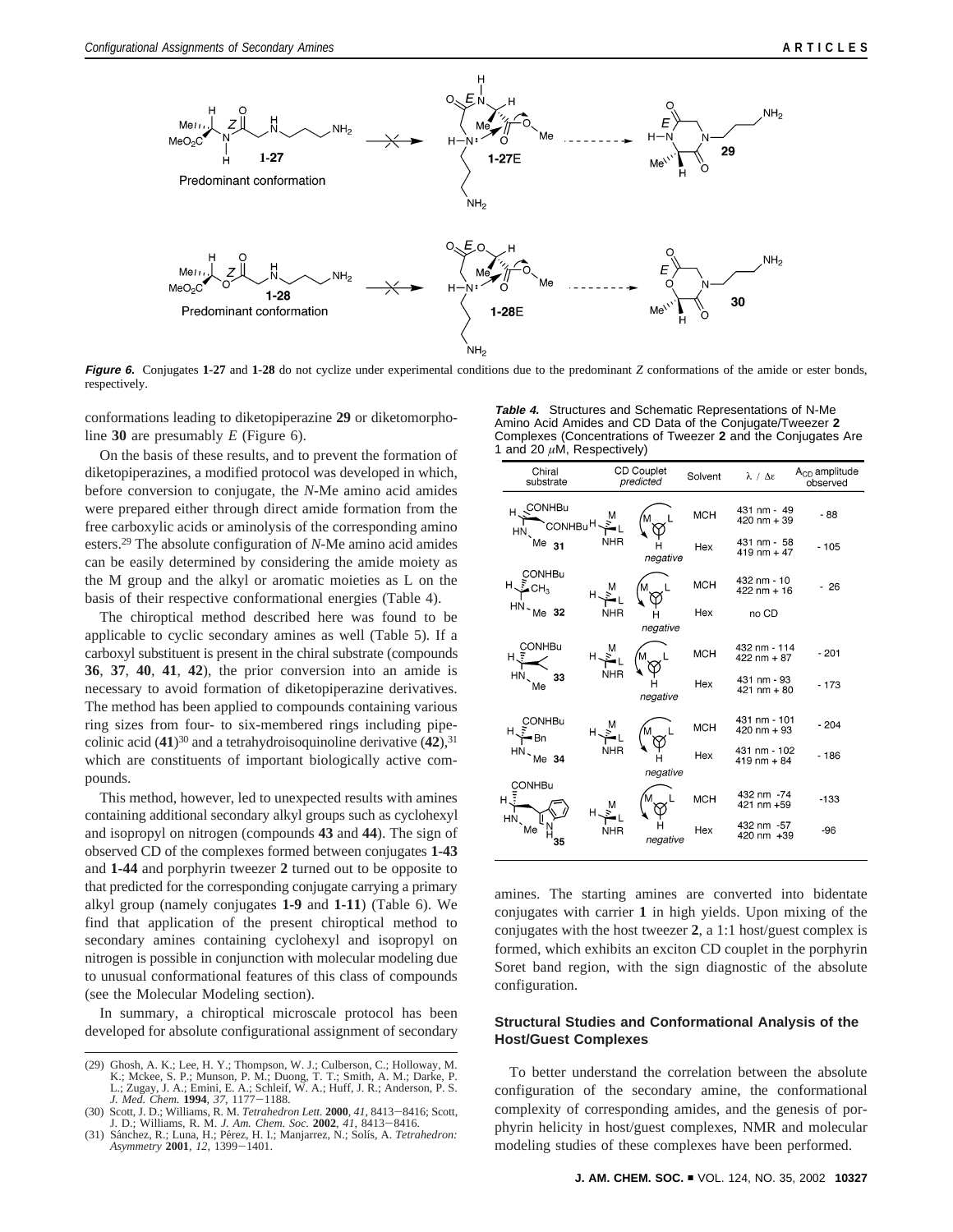**Figure 6.** Conjugates **1-27** and **1-28** do not cyclize under experimental conditions due to the predominant *Z* conformations of the amide or ester bonds, respectively.

conformations leading to diketopiperazine **29** or diketomorpholine **30** are presumably *E* (Figure 6).

On the basis of these results, and to prevent the formation of diketopiperazines, a modified protocol was developed in which, before conversion to conjugate, the *N*-Me amino acid amides were prepared either through direct amide formation from the free carboxylic acids or aminolysis of the corresponding amino esters.[29] The absolute configuration of *N*-Me amino acid amides can be easily determined by considering the amide moiety as the M group and the alkyl or aromatic moieties as L on the basis of their respective conformational energies (Table 4).

The chiroptical method described here was found to be applicable to cyclic secondary amines as well (Table 5). If a carboxyl substituent is present in the chiral substrate (compounds **36**, **37**, **40**, **41**, **42**), the prior conversion into an amide is necessary to avoid formation of diketopiperazine derivatives. The method has been applied to compounds containing various ring sizes from four- to six-membered rings including pipecolinic acid (**41**)[30] and a tetrahydroisoquinoline derivative (**42**),[31] which are constituents of important biologically active compounds.

This method, however, led to unexpected results with amines containing additional secondary alkyl groups such as cyclohexyl and isopropyl on nitrogen (compounds **43** and **44**). The sign of observed CD of the complexes formed between conjugates **1-43** and **1-44** and porphyrin tweezer **2** turned out to be opposite to that predicted for the corresponding conjugate carrying a primary alkyl group (namely conjugates **1-9** and **1-11**) (Table 6). We find that application of the present chiroptical method to secondary amines containing cyclohexyl and isopropyl on nitrogen is possible in conjunction with molecular modeling due to unusual conformational features of this class of compounds (see the Molecular Modeling section).

In summary, a chiroptical microscale protocol has been developed for absolute configurational assignment of secondary amines. The starting amines are converted into bidentate conjugates with carrier **1** in high yields. Upon mixing of the conjugates with the host tweezer **2**, a 1:1 host/guest complex is formed, which exhibits an exciton CD couplet in the porphyrin Soret band region, with the sign diagnostic of the absolute configuration.

**Table 4.** Structures and Schematic Representations of N-Me Amino Acid Amides and CD Data of the Conjugate/Tweezer **2** Complexes (Concentrations of Tweezer **2** and the Conjugates Are 1 and 20 $\mu$M, Respectively)

| Chiral substrate | CD Couplet predicted | Solvent | $\lambda$ / $\Delta\varepsilon$ | $A_{CD}$ amplitude observed |
|---|---|---|---|---|
| **31** | negative | MCH | 431 nm - 49; 420 nm + 39 | - 88 |
| | | Hex | 431 nm - 58; 419 nm + 47 | - 105 |
| **32** | negative | MCH | 432 nm - 10; 422 nm + 16 | - 26 |
| | | Hex | no CD | |
| **33** | negative | MCH | 432 nm - 114; 422 nm + 87 | - 201 |
| | | Hex | 431 nm - 93; 421 nm + 80 | - 173 |
| **34** | negative | MCH | 431 nm - 101; 420 nm + 93 | - 204 |
| | | Hex | 431 nm - 102; 419 nm + 84 | - 186 |
| **35** | negative | MCH | 432 nm -74; 421 nm +59 | -133 |
| | | Hex | 432 nm -57; 420 nm +39 | -96 |

## Structural Studies and Conformational Analysis of the Host/Guest Complexes

To better understand the correlation between the absolute configuration of the secondary amine, the conformational complexity of corresponding amides, and the genesis of porphyrin helicity in host/guest complexes, NMR and molecular modeling studies of these complexes have been performed.

(29) Ghosh, A. K.; Lee, H. Y.; Thompson, W. J.; Culberson, C.; Holloway, M. K.; Mckee, S. P.; Munson, P. M.; Duong, T. T.; Smith, A. M.; Darke, P. L.; Zugay, J. A.; Emini, E. A.; Schleif, W. A.; Huff, J. R.; Anderson, P. S. *J. Med. Chem.* **1994**, *37*, 1177−1188.
(30) Scott, J. D.; Williams, R. M. *Tetrahedron Lett.* **2000**, *41*, 8413−8416; Scott, J. D.; Williams, R. M. *J. Am. Chem. Soc.* **2002**, *41*, 8413−8416.
(31) Sánchez, R.; Luna, H.; Pérez, H. I.; Manjarrez, N.; Solís, A. *Tetrahedron: Asymmetry* **2001**, *12*, 1399−1401.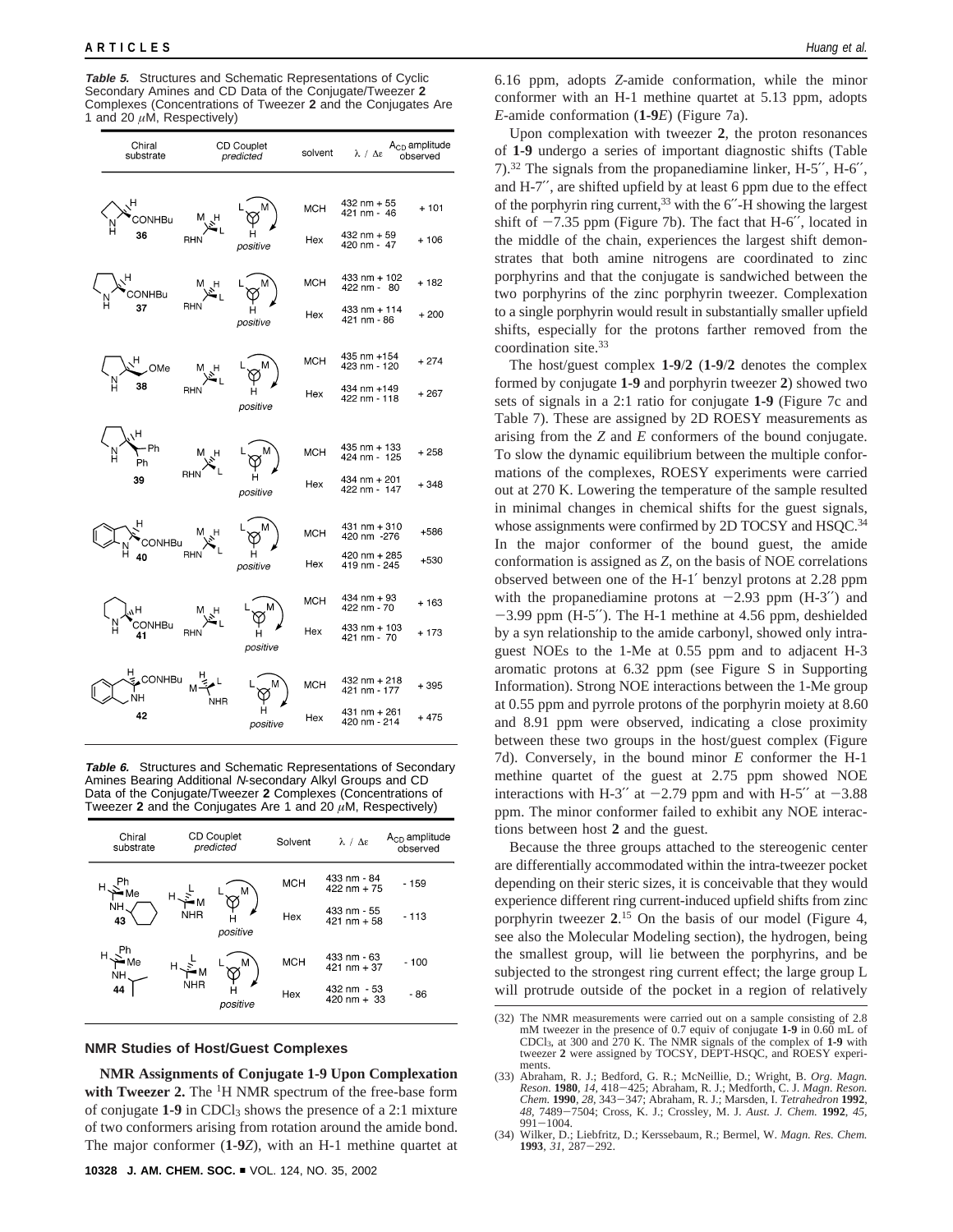**Table 5.** Structures and Schematic Representations of Cyclic Secondary Amines and CD Data of the Conjugate/Tweezer **2** Complexes (Concentrations of Tweezer **2** and the Conjugates Are 1 and 20 μM, Respectively)

| Chiral substrate | CD Couplet *predicted* | solvent | λ / Δε | $A_{CD}$ amplitude observed |
|---|---|---|---|---|
| **36** | positive | MCH | 432 nm + 55<br>421 nm - 46 | + 101 |
| | | Hex | 432 nm + 59<br>420 nm - 47 | + 106 |
| **37** | positive | MCH | 433 nm + 102<br>422 nm - 80 | + 182 |
| | | Hex | 433 nm + 114<br>421 nm - 86 | + 200 |
| **38** | positive | MCH | 435 nm +154<br>423 nm - 120 | + 274 |
| | | Hex | 434 nm +149<br>422 nm - 118 | + 267 |
| **39** | positive | MCH | 435 nm + 133<br>424 nm - 125 | + 258 |
| | | Hex | 434 nm + 201<br>422 nm - 147 | + 348 |
| **40** | positive | MCH | 431 nm + 310<br>420 nm -276 | +586 |
| | | Hex | 420 nm + 285<br>419 nm - 245 | +530 |
| **41** | positive | MCH | 434 nm + 93<br>422 nm - 70 | + 163 |
| | | Hex | 433 nm + 103<br>421 nm - 70 | + 173 |
| **42** | positive | MCH | 432 nm + 218<br>421 nm - 177 | + 395 |
| | | Hex | 431 nm + 261<br>420 nm - 214 | + 475 |

**Table 6.** Structures and Schematic Representations of Secondary Amines Bearing Additional *N*-secondary Alkyl Groups and CD Data of the Conjugate/Tweezer **2** Complexes (Concentrations of Tweezer **2** and the Conjugates Are 1 and 20 μM, Respectively)

| Chiral substrate | CD Couplet *predicted* | Solvent | λ / Δε | $A_{CD}$ amplitude observed |
|---|---|---|---|---|
| **43** | positive | MCH | 433 nm - 84<br>422 nm + 75 | - 159 |
| | | Hex | 433 nm - 55<br>421 nm + 58 | - 113 |
| **44** | positive | MCH | 433 nm - 63<br>421 nm + 37 | - 100 |
| | | Hex | 432 nm - 53<br>420 nm + 33 | - 86 |

## NMR Studies of Host/Guest Complexes

**NMR Assignments of Conjugate 1-9 Upon Complexation with Tweezer 2.** The $^1$H NMR spectrum of the free-base form of conjugate **1-9** in $CDCl_3$ shows the presence of a 2:1 mixture of two conformers arising from rotation around the amide bond. The major conformer (**1-9*Z***), with an H-1 methine quartet at 6.16 ppm, adopts *Z*-amide conformation, while the minor conformer with an H-1 methine quartet at 5.13 ppm, adopts *E*-amide conformation (**1-9*E***) (Figure 7a).

Upon complexation with tweezer **2**, the proton resonances of **1-9** undergo a series of important diagnostic shifts (Table 7).[32] The signals from the propanediamine linker, H-5′′, H-6′′, and H-7′′, are shifted upfield by at least 6 ppm due to the effect of the porphyrin ring current,[33] with the 6′′-H showing the largest shift of −7.35 ppm (Figure 7b). The fact that H-6′′, located in the middle of the chain, experiences the largest shift demonstrates that both amine nitrogens are coordinated to zinc porphyrins and that the conjugate is sandwiched between the two porphyrins of the zinc porphyrin tweezer. Complexation to a single porphyrin would result in substantially smaller upfield shifts, especially for the protons farther removed from the coordination site.[33]

The host/guest complex **1-9**/**2** (**1-9**/**2** denotes the complex formed by conjugate **1-9** and porphyrin tweezer **2**) showed two sets of signals in a 2:1 ratio for conjugate **1-9** (Figure 7c and Table 7). These are assigned by 2D ROESY measurements as arising from the *Z* and *E* conformers of the bound conjugate. To slow the dynamic equilibrium between the multiple conformations of the complexes, ROESY experiments were carried out at 270 K. Lowering the temperature of the sample resulted in minimal changes in chemical shifts for the guest signals, whose assignments were confirmed by 2D TOCSY and HSQC.[34] In the major conformer of the bound guest, the amide conformation is assigned as *Z*, on the basis of NOE correlations observed between one of the H-1′ benzyl protons at 2.28 ppm with the propanediamine protons at −2.93 ppm (H-3′′) and −3.99 ppm (H-5′′). The H-1 methine at 4.56 ppm, deshielded by a syn relationship to the amide carbonyl, showed only intraguest NOEs to the 1-Me at 0.55 ppm and to adjacent H-3 aromatic protons at 6.32 ppm (see Figure S in Supporting Information). Strong NOE interactions between the 1-Me group at 0.55 ppm and pyrrole protons of the porphyrin moiety at 8.60 and 8.91 ppm were observed, indicating a close proximity between these two groups in the host/guest complex (Figure 7d). Conversely, in the bound minor *E* conformer the H-1 methine quartet of the guest at 2.75 ppm showed NOE interactions with H-3′′ at −2.79 ppm and with H-5′′ at −3.88 ppm. The minor conformer failed to exhibit any NOE interactions between host **2** and the guest.

Because the three groups attached to the stereogenic center are differentially accommodated within the intra-tweezer pocket depending on their steric sizes, it is conceivable that they would experience different ring current-induced upfield shifts from zinc porphyrin tweezer **2**.[15] On the basis of our model (Figure 4, see also the Molecular Modeling section), the hydrogen, being the smallest group, will lie between the porphyrins, and be subjected to the strongest ring current effect; the large group L will protrude outside of the pocket in a region of relatively

(32) The NMR measurements were carried out on a sample consisting of 2.8 mM tweezer in the presence of 0.7 equiv of conjugate **1-9** in 0.60 mL of $CDCl_3$, at 300 and 270 K. The NMR signals of the complex of **1-9** with tweezer **2** were assigned by TOCSY, DEPT-HSQC, and ROESY experiments.

(33) Abraham, R. J.; Bedford, G. R.; McNeillie, D.; Wright, B. *Org. Magn. Reson.* **1980**, *14*, 418−425; Abraham, R. J.; Medforth, C. J. *Magn. Reson. Chem.* **1990**, *28*, 343−347; Abraham, R. J.; Marsden, I. *Tetrahedron* **1992**, *48*, 7489−7504; Cross, K. J.; Crossley, M. J. *Aust. J. Chem.* **1992**, *45*, 991−1004.

(34) Wilker, D.; Liebfritz, D.; Kerssebaum, R.; Bermel, W. *Magn. Res. Chem.* **1993**, *31*, 287−292.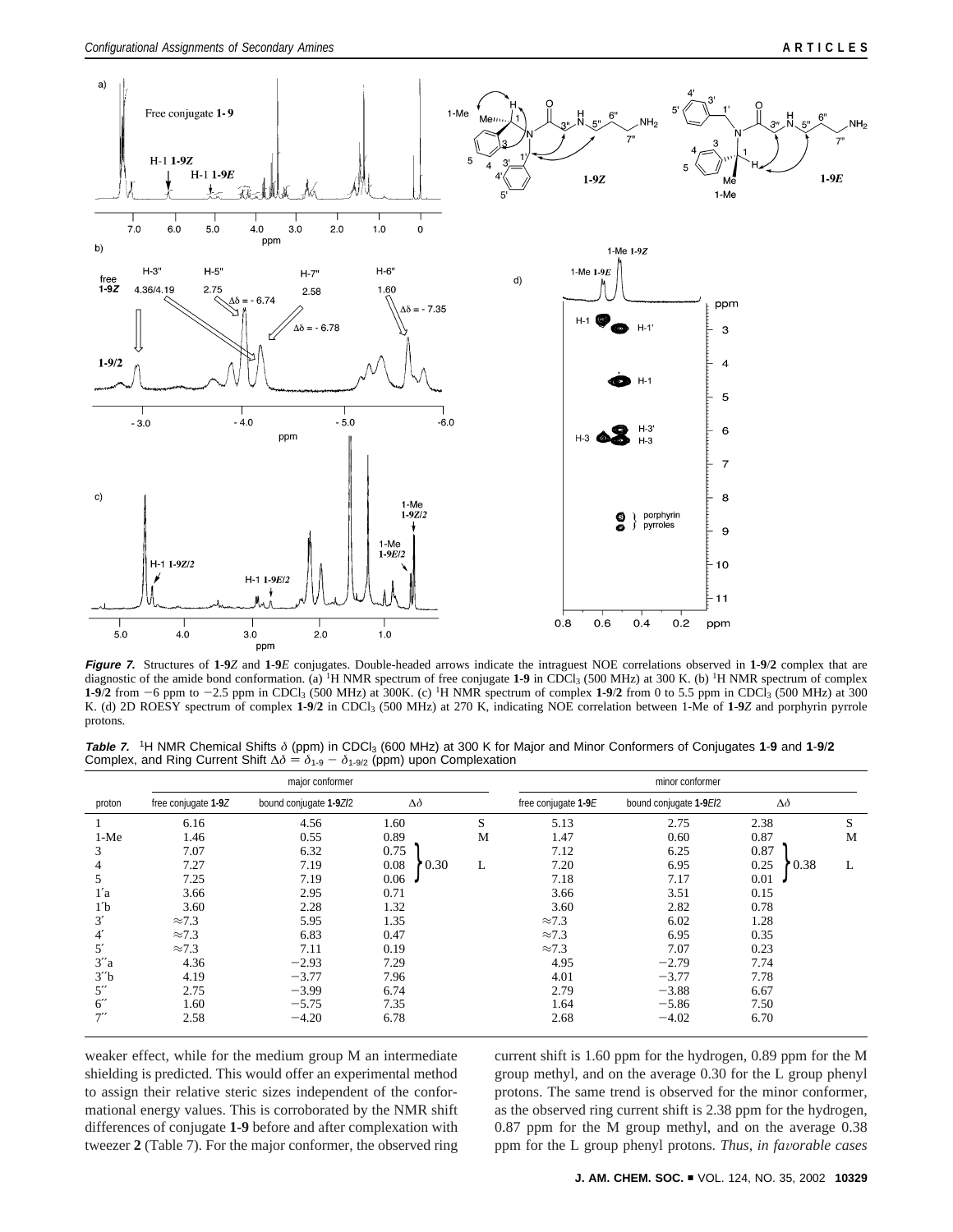**Figure 7.** Structures of **1-9***Z* and **1-9***E* conjugates. Double-headed arrows indicate the intraguest NOE correlations observed in **1-9**/**2** complex that are diagnostic of the amide bond conformation. (a) $^1$H NMR spectrum of free conjugate **1-9** in $CDCl_3$ (500 MHz) at 300 K. (b) $^1$H NMR spectrum of complex **1-9**/**2** from −6 ppm to −2.5 ppm in $CDCl_3$ (500 MHz) at 300K. (c) $^1$H NMR spectrum of complex **1-9**/**2** from 0 to 5.5 ppm in $CDCl_3$ (500 MHz) at 300 K. (d) 2D ROESY spectrum of complex **1-9**/**2** in $CDCl_3$ (500 MHz) at 270 K, indicating NOE correlation between 1-Me of **1-9***Z* and porphyrin pyrrole protons.

**Table 7.** $^1$H NMR Chemical Shifts $\delta$ (ppm) in $CDCl_3$ (600 MHz) at 300 K for Major and Minor Conformers of Conjugates **1-9** and **1-9**/**2** Complex, and Ring Current Shift $\Delta\delta = \delta_{1\text{-}9} - \delta_{1\text{-}9/2}$ (ppm) upon Complexation

| | major conformer | | | | | minor conformer | | | | |
|---|---|---|---|---|---|---|---|---|---|---|
| proton | free conjugate **1-9***Z* | bound conjugate **1-9***Z*/**2** | $\Delta\delta$ | | | free conjugate **1-9***E* | bound conjugate **1-9***E*/**2** | $\Delta\delta$ | | |
| 1 | 6.16 | 4.56 | 1.60 | | S | 5.13 | 2.75 | 2.38 | | S |
| 1-Me | 1.46 | 0.55 | 0.89 | | M | 1.47 | 0.60 | 0.87 | | M |
| 3 | 7.07 | 6.32 | 0.75 | 0.30 | L | 7.12 | 6.25 | 0.87 | 0.38 | L |
| 4 | 7.27 | 7.19 | 0.08 | | | 7.20 | 6.95 | 0.25 | | |
| 5 | 7.25 | 7.19 | 0.06 | | | 7.18 | 7.17 | 0.01 | | |
| 1′a | 3.66 | 2.95 | 0.71 | | | 3.66 | 3.51 | 0.15 | | |
| 1′b | 3.60 | 2.28 | 1.32 | | | 3.60 | 2.82 | 0.78 | | |
| 3′ | ≈7.3 | 5.95 | 1.35 | | | ≈7.3 | 6.02 | 1.28 | | |
| 4′ | ≈7.3 | 6.83 | 0.47 | | | ≈7.3 | 6.95 | 0.35 | | |
| 5′ | ≈7.3 | 7.11 | 0.19 | | | ≈7.3 | 7.07 | 0.23 | | |
| 3″a | 4.36 | −2.93 | 7.29 | | | 4.95 | −2.79 | 7.74 | | |
| 3″b | 4.19 | −3.77 | 7.96 | | | 4.01 | −3.77 | 7.78 | | |
| 5″ | 2.75 | −3.99 | 6.74 | | | 2.79 | −3.88 | 6.67 | | |
| 6″ | 1.60 | −5.75 | 7.35 | | | 1.64 | −5.86 | 7.50 | | |
| 7″ | 2.58 | −4.20 | 6.78 | | | 2.68 | −4.02 | 6.70 | | |

weaker effect, while for the medium group M an intermediate shielding is predicted. This would offer an experimental method to assign their relative steric sizes independent of the conformational energy values. This is corroborated by the NMR shift differences of conjugate **1-9** before and after complexation with tweezer **2** (Table 7). For the major conformer, the observed ring current shift is 1.60 ppm for the hydrogen, 0.89 ppm for the M group methyl, and on the average 0.30 for the L group phenyl protons. The same trend is observed for the minor conformer, as the observed ring current shift is 2.38 ppm for the hydrogen, 0.87 ppm for the M group methyl, and on the average 0.38 ppm for the L group phenyl protons. *Thus, in favorable cases*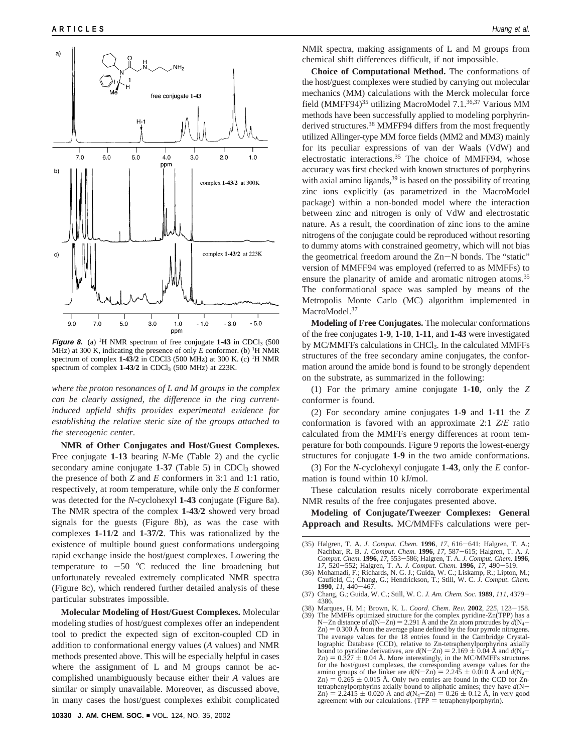**Figure 8.** (a) $^1$H NMR spectrum of free conjugate **1-43** in $CDCl_3$ (500 MHz) at 300 K, indicating the presence of only *E* conformer. (b) $^1$H NMR spectrum of complex **1-43**/**2** in CDCl3 (500 MHz) at 300 K. (c) $^1$H NMR spectrum of complex **1-43**/**2** in $CDCl_3$ (500 MHz) at 223K.

*where the proton resonances of L and M groups in the complex can be clearly assigned, the difference in the ring current-induced upfield shifts provides experimental evidence for establishing the relative steric size of the groups attached to the stereogenic center*.

**NMR of Other Conjugates and Host/Guest Complexes.** Free conjugate **1-13** bearing *N*-Me (Table 2) and the cyclic secondary amine conjugate **1-37** (Table 5) in $CDCl_3$ showed the presence of both *Z* and *E* conformers in 3:1 and 1:1 ratio, respectively, at room temperature, while only the *E* conformer was detected for the *N*-cyclohexyl **1-43** conjugate (Figure 8a). The NMR spectra of the complex **1-43**/**2** showed very broad signals for the guests (Figure 8b), as was the case with complexes **1-11**/**2** and **1-37/2**. This was rationalized by the existence of multiple bound guest conformations undergoing rapid exchange inside the host/guest complexes. Lowering the temperature to −50 °C reduced the line broadening but unfortunately revealed extremely complicated NMR spectra (Figure 8c), which rendered further detailed analysis of these particular substrates impossible.

**Molecular Modeling of Host/Guest Complexes.** Molecular modeling studies of host/guest complexes offer an independent tool to predict the expected sign of exciton-coupled CD in addition to conformational energy values (*A* values) and NMR methods presented above. This will be especially helpful in cases where the assignment of L and M groups cannot be accomplished unambiguously because either their *A* values are similar or simply unavailable. Moreover, as discussed above, in many cases the host/guest complexes exhibit complicated NMR spectra, making assignments of L and M groups from chemical shift differences difficult, if not impossible.

**Choice of Computational Method.** The conformations of the host/guest complexes were studied by carrying out molecular mechanics (MM) calculations with the Merck molecular force field (MMFF94)[35] utilizing MacroModel 7.1.[36,37] Various MM methods have been successfully applied to modeling porphyrin-derived structures.[38] MMFF94 differs from the most frequently utilized Allinger-type MM force fields (MM2 and MM3) mainly for its peculiar expressions of van der Waals (VdW) and electrostatic interactions.[35] The choice of MMFF94, whose accuracy was first checked with known structures of porphyrins with axial amino ligands,[39] is based on the possibility of treating zinc ions explicitly (as parametrized in the MacroModel package) within a non-bonded model where the interaction between zinc and nitrogen is only of VdW and electrostatic nature. As a result, the coordination of zinc ions to the amine nitrogens of the conjugate could be reproduced without resorting to dummy atoms with constrained geometry, which will not bias the geometrical freedom around the Zn−N bonds. The "static" version of MMFF94 was employed (referred to as MMFFs) to ensure the planarity of amide and aromatic nitrogen atoms.[35] The conformational space was sampled by means of the Metropolis Monte Carlo (MC) algorithm implemented in MacroModel.[37]

**Modeling of Free Conjugates.** The molecular conformations of the free conjugates **1-9**, **1-10**, **1-11**, and **1-43** were investigated by MC/MMFFs calculations in $CHCl_3$. In the calculated MMFFs structures of the free secondary amine conjugates, the conformation around the amide bond is found to be strongly dependent on the substrate, as summarized in the following:

(1) For the primary amine conjugate **1-10**, only the *Z* conformer is found.

(2) For secondary amine conjugates **1-9** and **1-11** the *Z* conformation is favored with an approximate 2:1 *Z*/*E* ratio calculated from the MMFFs energy differences at room temperature for both compounds. Figure 9 reports the lowest-energy structures for conjugate **1-9** in the two amide conformations.

(3) For the *N*-cyclohexyl conjugate **1-43**, only the *E* conformation is found within 10 kJ/mol.

These calculation results nicely corroborate experimental NMR results of the free conjugates presented above.

**Modeling of Conjugate/Tweezer Complexes: General Approach and Results.** MC/MMFFs calculations were per-

(35) Halgren, T. A. *J. Comput. Chem.* **1996**, *17*, 616−641; Halgren, T. A.; Nachbar, R. B. *J. Comput. Chem.* **1996**, *17*, 587−615; Halgren, T. A. *J. Comput. Chem.* **1996**, *17*, 553−586; Halgren, T. A. *J. Comput. Chem.* **1996**, *17*, 520−552; Halgren, T. A. *J. Comput. Chem.* **1996**, *17*, 490−519.

(36) Mohamadi, F.; Richards, N. G. J.; Guida, W. C.; Liskamp, R.; Lipton, M.; Caufield, C.; Chang, G.; Hendrickson, T.; Still, W. C. *J. Comput. Chem.* **1990**, *11*, 440−467.

(37) Chang, G.; Guida, W. C.; Still, W. C. *J. Am. Chem. Soc.* **1989**, *111*, 4379−4386.

(38) Marques, H. M.; Brown, K. L. *Coord. Chem. Rev.* **2002**, *225*, 123−158.

(39) The MMFFs optimized structure for the complex pyridine-Zn(TPP) has a N−Zn distance of $d$(N−Zn) = 2.291 Å and the Zn atom protrudes by $d(N_4-Zn)$ = 0.300 Å from the average plane defined by the four pyrrole nitrogens. The average values for the 18 entries found in the Cambridge Crystallographic Database (CCD), relative to Zn-tetraphenylporphyrins axially bound to pyridine derivatives, are $d$(N−Zn) = 2.169 ± 0.04 Å and $d(N_4-Zn)$ = 0.327 ± 0.04 Å. More interestingly, in the MC/MMFFs structures for the host/guest complexes, the corresponding average values for the amino groups of the linker are $d$(N−Zn) = 2.245 ± 0.010 Å and $d(N_4-Zn)$ = 0.265 ± 0.015 Å. Only two entries are found in the CCD for Zn-tetraphenylporphyrins axially bound to aliphatic amines; they have $d$(N−Zn) = 2.2415 ± 0.020 Å and $d(N_4-Zn)$ = 0.26 ± 0.12 Å, in very good agreement with our calculations. (TPP = tetraphenylporphyrin).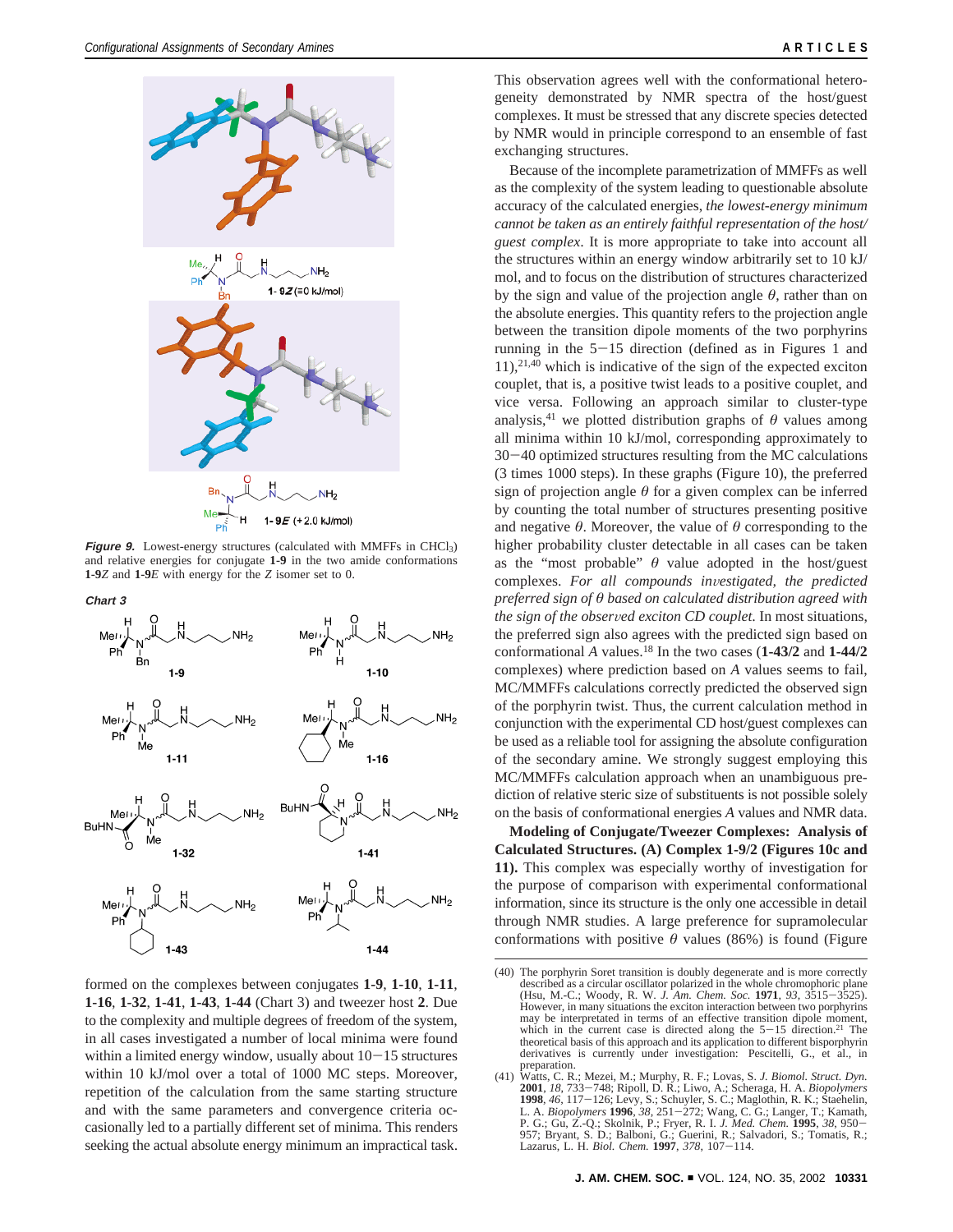Me,, H O H NH₂
Ph N
Bn 1-9Z (≡0 kJ/mol)

Bn O H NH₂
N
Me H 1-9E (+2.0 kJ/mol)
Ph

***Figure 9.*** Lowest-energy structures (calculated with MMFFs in $CHCl_3$) and relative energies for conjugate **1-9** in the two amide conformations **1-9***Z* and **1-9***E* with energy for the *Z* isomer set to 0.

***Chart 3***

**1-9**, **1-10**, **1-11**, **1-16**, **1-32**, **1-41**, **1-43**, **1-44**

formed on the complexes between conjugates **1-9**, **1-10**, **1-11**, **1-16**, **1-32**, **1-41**, **1-43**, **1-44** (Chart 3) and tweezer host **2**. Due to the complexity and multiple degrees of freedom of the system, in all cases investigated a number of local minima were found within a limited energy window, usually about 10−15 structures within 10 kJ/mol over a total of 1000 MC steps. Moreover, repetition of the calculation from the same starting structure and with the same parameters and convergence criteria occasionally led to a partially different set of minima. This renders seeking the actual absolute energy minimum an impractical task.

This observation agrees well with the conformational heterogeneity demonstrated by NMR spectra of the host/guest complexes. It must be stressed that any discrete species detected by NMR would in principle correspond to an ensemble of fast exchanging structures.

Because of the incomplete parametrization of MMFFs as well as the complexity of the system leading to questionable absolute accuracy of the calculated energies, *the lowest-energy minimum cannot be taken as an entirely faithful representation of the host/guest complex*. It is more appropriate to take into account all the structures within an energy window arbitrarily set to 10 kJ/mol, and to focus on the distribution of structures characterized by the sign and value of the projection angle $\theta$, rather than on the absolute energies. This quantity refers to the projection angle between the transition dipole moments of the two porphyrins running in the 5−15 direction (defined as in Figures 1 and 11),[21,40] which is indicative of the sign of the expected exciton couplet, that is, a positive twist leads to a positive couplet, and vice versa. Following an approach similar to cluster-type analysis,[41] we plotted distribution graphs of $\theta$ values among all minima within 10 kJ/mol, corresponding approximately to 30−40 optimized structures resulting from the MC calculations (3 times 1000 steps). In these graphs (Figure 10), the preferred sign of projection angle $\theta$ for a given complex can be inferred by counting the total number of structures presenting positive and negative $\theta$. Moreover, the value of $\theta$ corresponding to the higher probability cluster detectable in all cases can be taken as the "most probable" $\theta$ value adopted in the host/guest complexes. *For all compounds investigated, the predicted preferred sign of θ based on calculated distribution agreed with the sign of the observed exciton CD couplet.* In most situations, the preferred sign also agrees with the predicted sign based on conformational *A* values.[18] In the two cases (**1-43/2** and **1-44/2** complexes) where prediction based on *A* values seems to fail, MC/MMFFs calculations correctly predicted the observed sign of the porphyrin twist. Thus, the current calculation method in conjunction with the experimental CD host/guest complexes can be used as a reliable tool for assigning the absolute configuration of the secondary amine. We strongly suggest employing this MC/MMFFs calculation approach when an unambiguous prediction of relative steric size of substituents is not possible solely on the basis of conformational energies *A* values and NMR data.

**Modeling of Conjugate/Tweezer Complexes: Analysis of Calculated Structures. (A) Complex 1-9/2 (Figures 10c and 11).** This complex was especially worthy of investigation for the purpose of comparison with experimental conformational information, since its structure is the only one accessible in detail through NMR studies. A large preference for supramolecular conformations with positive $\theta$ values (86%) is found (Figure

(40) The porphyrin Soret transition is doubly degenerate and is more correctly described as a circular oscillator polarized in the whole chromophoric plane (Hsu, M.-C.; Woody, R. W. *J. Am. Chem. Soc.* **1971**, *93*, 3515−3525). However, in many situations the exciton interaction between two porphyrins may be interpreted in terms of an effective transition dipole moment, which in the current case is directed along the 5−15 direction.[21] The theoretical basis of this approach and its application to different bisporphyrin derivatives is currently under investigation: Pescitelli, G., et al., in preparation.

(41) Watts, C. R.; Mezei, M.; Murphy, R. F.; Lovas, S. *J. Biomol. Struct. Dyn.* **2001**, *18*, 733−748; Ripoll, D. R.; Liwo, A.; Scheraga, H. A. *Biopolymers* **1998**, *46*, 117−126; Levy, S.; Schuyler, S. C.; Maglothin, R. K.; Staehelin, L. A. *Biopolymers* **1996**, *38*, 251−272; Wang, C. G.; Langer, T.; Kamath, P. G.; Gu, Z.-Q.; Skolnik, P.; Fryer, R. I. *J. Med. Chem.* **1995**, *38*, 950−957; Bryant, S. D.; Balboni, G.; Guerini, R.; Salvadori, S.; Tomatis, R.; Lazarus, L. H. *Biol. Chem.* **1997**, *378*, 107−114.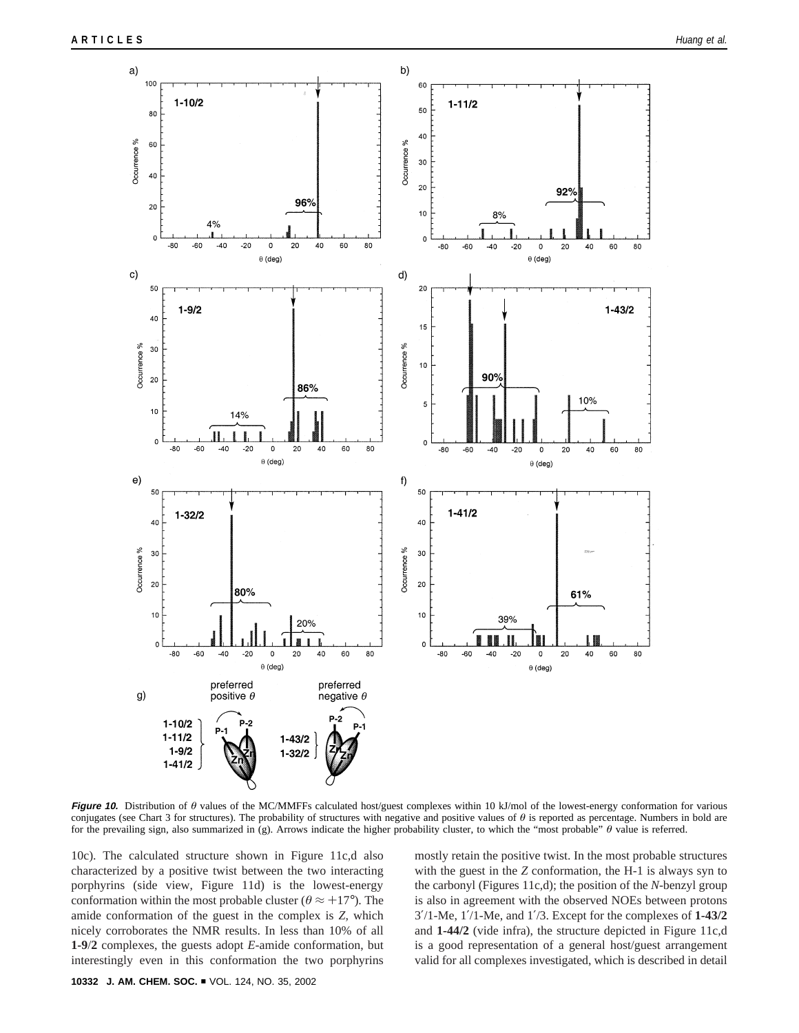**Figure 10.** Distribution of $\theta$ values of the MC/MMFFs calculated host/guest complexes within 10 kJ/mol of the lowest-energy conformation for various conjugates (see Chart 3 for structures). The probability of structures with negative and positive values of $\theta$ is reported as percentage. Numbers in bold are for the prevailing sign, also summarized in (g). Arrows indicate the higher probability cluster, to which the "most probable" $\theta$ value is referred.

10c). The calculated structure shown in Figure 11c,d also characterized by a positive twist between the two interacting porphyrins (side view, Figure 11d) is the lowest-energy conformation within the most probable cluster ($\theta \approx +17°$). The amide conformation of the guest in the complex is *Z*, which nicely corroborates the NMR results. In less than 10% of all **1-9**/**2** complexes, the guests adopt *E*-amide conformation, but interestingly even in this conformation the two porphyrins mostly retain the positive twist. In the most probable structures with the guest in the *Z* conformation, the H-1 is always syn to the carbonyl (Figures 11c,d); the position of the *N*-benzyl group is also in agreement with the observed NOEs between protons 3′/1-Me, 1′/1-Me, and 1′/3. Except for the complexes of **1-43/2** and **1-44/2** (vide infra), the structure depicted in Figure 11c,d is a good representation of a general host/guest arrangement valid for all complexes investigated, which is described in detail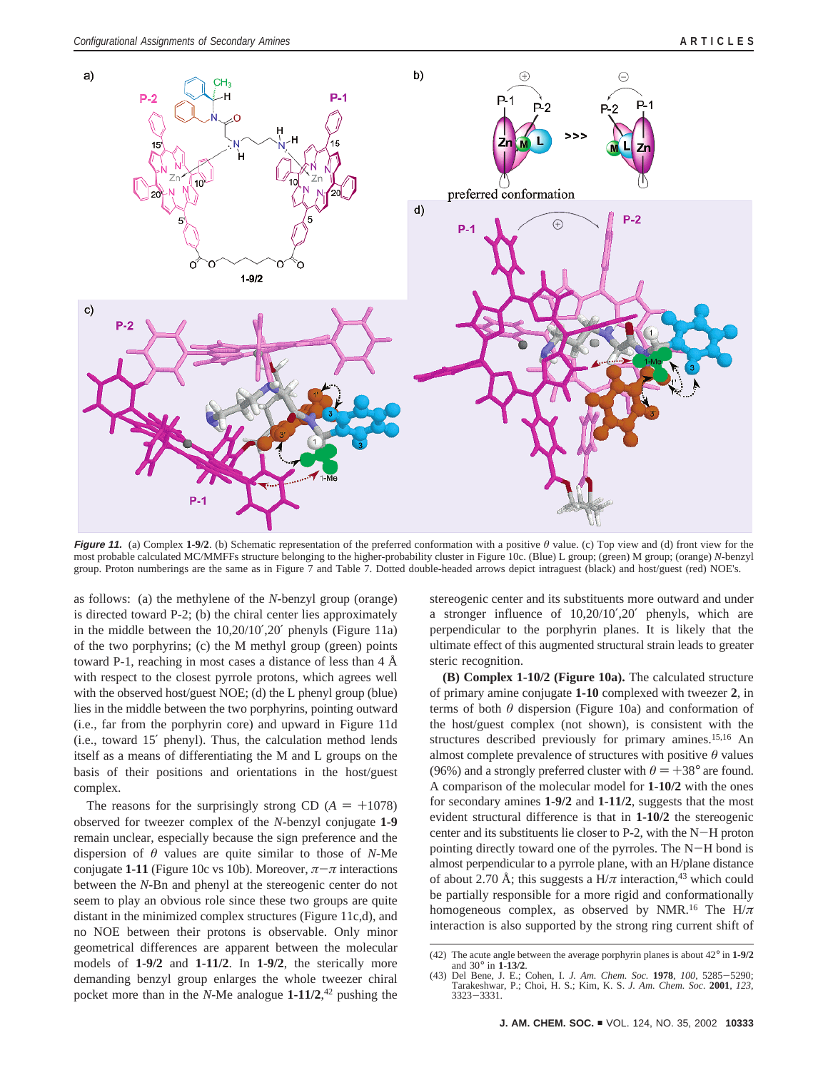**Figure 11.** (a) Complex **1-9/2**. (b) Schematic representation of the preferred conformation with a positive $\theta$ value. (c) Top view and (d) front view for the most probable calculated MC/MMFFs structure belonging to the higher-probability cluster in Figure 10c. (Blue) L group; (green) M group; (orange) *N*-benzyl group. Proton numberings are the same as in Figure 7 and Table 7. Dotted double-headed arrows depict intraguest (black) and host/guest (red) NOE's.

as follows: (a) the methylene of the *N*-benzyl group (orange) is directed toward P-2; (b) the chiral center lies approximately in the middle between the 10,20/10′,20′ phenyls (Figure 11a) of the two porphyrins; (c) the M methyl group (green) points toward P-1, reaching in most cases a distance of less than 4 Å with respect to the closest pyrrole protons, which agrees well with the observed host/guest NOE; (d) the L phenyl group (blue) lies in the middle between the two porphyrins, pointing outward (i.e., far from the porphyrin core) and upward in Figure 11d (i.e., toward 15′ phenyl). Thus, the calculation method lends itself as a means of differentiating the M and L groups on the basis of their positions and orientations in the host/guest complex.

The reasons for the surprisingly strong CD ($A = +1078$) observed for tweezer complex of the *N*-benzyl conjugate **1-9** remain unclear, especially because the sign preference and the dispersion of $\theta$ values are quite similar to those of *N*-Me conjugate **1-11** (Figure 10c vs 10b). Moreover, $\pi-\pi$ interactions between the *N*-Bn and phenyl at the stereogenic center do not seem to play an obvious role since these two groups are quite distant in the minimized complex structures (Figure 11c,d), and no NOE between their protons is observable. Only minor geometrical differences are apparent between the molecular models of **1-9/2** and **1-11/2**. In **1-9/2**, the sterically more demanding benzyl group enlarges the whole tweezer chiral pocket more than in the *N*-Me analogue **1-11/2**,[42] pushing the stereogenic center and its substituents more outward and under a stronger influence of 10,20/10′,20′ phenyls, which are perpendicular to the porphyrin planes. It is likely that the ultimate effect of this augmented structural strain leads to greater steric recognition.

**(B) Complex 1-10/2 (Figure 10a).** The calculated structure of primary amine conjugate **1-10** complexed with tweezer **2**, in terms of both $\theta$ dispersion (Figure 10a) and conformation of the host/guest complex (not shown), is consistent with the structures described previously for primary amines.[15,16] An almost complete prevalence of structures with positive $\theta$ values (96%) and a strongly preferred cluster with $\theta = +38°$ are found. A comparison of the molecular model for **1-10/2** with the ones for secondary amines **1-9/2** and **1-11/2**, suggests that the most evident structural difference is that in **1-10/2** the stereogenic center and its substituents lie closer to P-2, with the N−H proton pointing directly toward one of the pyrroles. The N−H bond is almost perpendicular to a pyrrole plane, with an H/plane distance of about 2.70 Å; this suggests a H/$\pi$ interaction,[43] which could be partially responsible for a more rigid and conformationally homogeneous complex, as observed by NMR.[16] The H/$\pi$ interaction is also supported by the strong ring current shift of

(42) The acute angle between the average porphyrin planes is about 42° in **1-9/2** and 30° in **1-13/2**.

(43) Del Bene, J. E.; Cohen, I. *J. Am. Chem. Soc.* **1978**, *100*, 5285−5290; Tarakeshwar, P.; Choi, H. S.; Kim, K. S. *J. Am. Chem. Soc.* **2001**, *123*, 3323−3331.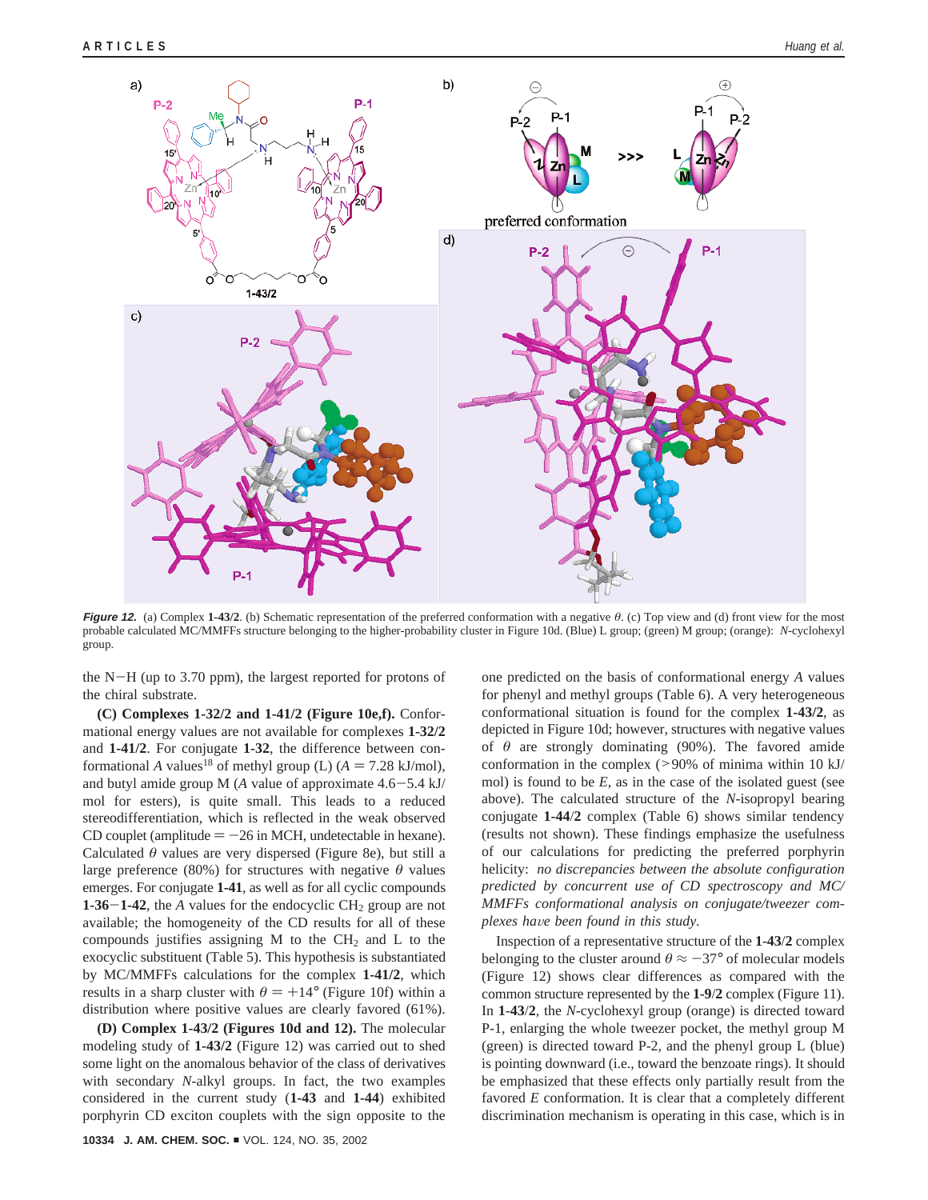***Figure 12.*** (a) Complex **1-43/2**. (b) Schematic representation of the preferred conformation with a negative $\theta$. (c) Top view and (d) front view for the most probable calculated MC/MMFFs structure belonging to the higher-probability cluster in Figure 10d. (Blue) L group; (green) M group; (orange): *N*-cyclohexyl group.

the N−H (up to 3.70 ppm), the largest reported for protons of the chiral substrate.

**(C) Complexes 1-32/2 and 1-41/2 (Figure 10e,f).** Conformational energy values are not available for complexes **1-32/2** and **1-41/2**. For conjugate **1-32**, the difference between conformational *A* values[18] of methyl group (L) ($A = 7.28$ kJ/mol), and butyl amide group M (*A* value of approximate 4.6−5.4 kJ/mol for esters), is quite small. This leads to a reduced stereodifferentiation, which is reflected in the weak observed CD couplet (amplitude $= -26$ in MCH, undetectable in hexane). Calculated $\theta$ values are very dispersed (Figure 8e), but still a large preference (80%) for structures with negative $\theta$ values emerges. For conjugate **1-41**, as well as for all cyclic compounds **1-36**−**1-42**, the *A* values for the endocyclic $CH_2$ group are not available; the homogeneity of the CD results for all of these compounds justifies assigning M to the $CH_2$ and L to the exocyclic substituent (Table 5). This hypothesis is substantiated by MC/MMFFs calculations for the complex **1-41/2**, which results in a sharp cluster with $\theta = +14°$ (Figure 10f) within a distribution where positive values are clearly favored (61%).

**(D) Complex 1-43/2 (Figures 10d and 12).** The molecular modeling study of **1-43/2** (Figure 12) was carried out to shed some light on the anomalous behavior of the class of derivatives with secondary *N*-alkyl groups. In fact, the two examples considered in the current study (**1-43** and **1-44**) exhibited porphyrin CD exciton couplets with the sign opposite to the one predicted on the basis of conformational energy *A* values for phenyl and methyl groups (Table 6). A very heterogeneous conformational situation is found for the complex **1-43/2**, as depicted in Figure 10d; however, structures with negative values of $\theta$ are strongly dominating (90%). The favored amide conformation in the complex (>90% of minima within 10 kJ/mol) is found to be *E*, as in the case of the isolated guest (see above). The calculated structure of the *N*-isopropyl bearing conjugate **1-44/2** complex (Table 6) shows similar tendency (results not shown). These findings emphasize the usefulness of our calculations for predicting the preferred porphyrin helicity: *no discrepancies between the absolute configuration predicted by concurrent use of CD spectroscopy and MC/MMFFs conformational analysis on conjugate/tweezer complexes have been found in this study.*

Inspection of a representative structure of the **1-43/2** complex belonging to the cluster around $\theta \approx -37°$ of molecular models (Figure 12) shows clear differences as compared with the common structure represented by the **1-9/2** complex (Figure 11). In **1-43/2**, the *N*-cyclohexyl group (orange) is directed toward P-1, enlarging the whole tweezer pocket, the methyl group M (green) is directed toward P-2, and the phenyl group L (blue) is pointing downward (i.e., toward the benzoate rings). It should be emphasized that these effects only partially result from the favored *E* conformation. It is clear that a completely different discrimination mechanism is operating in this case, which is in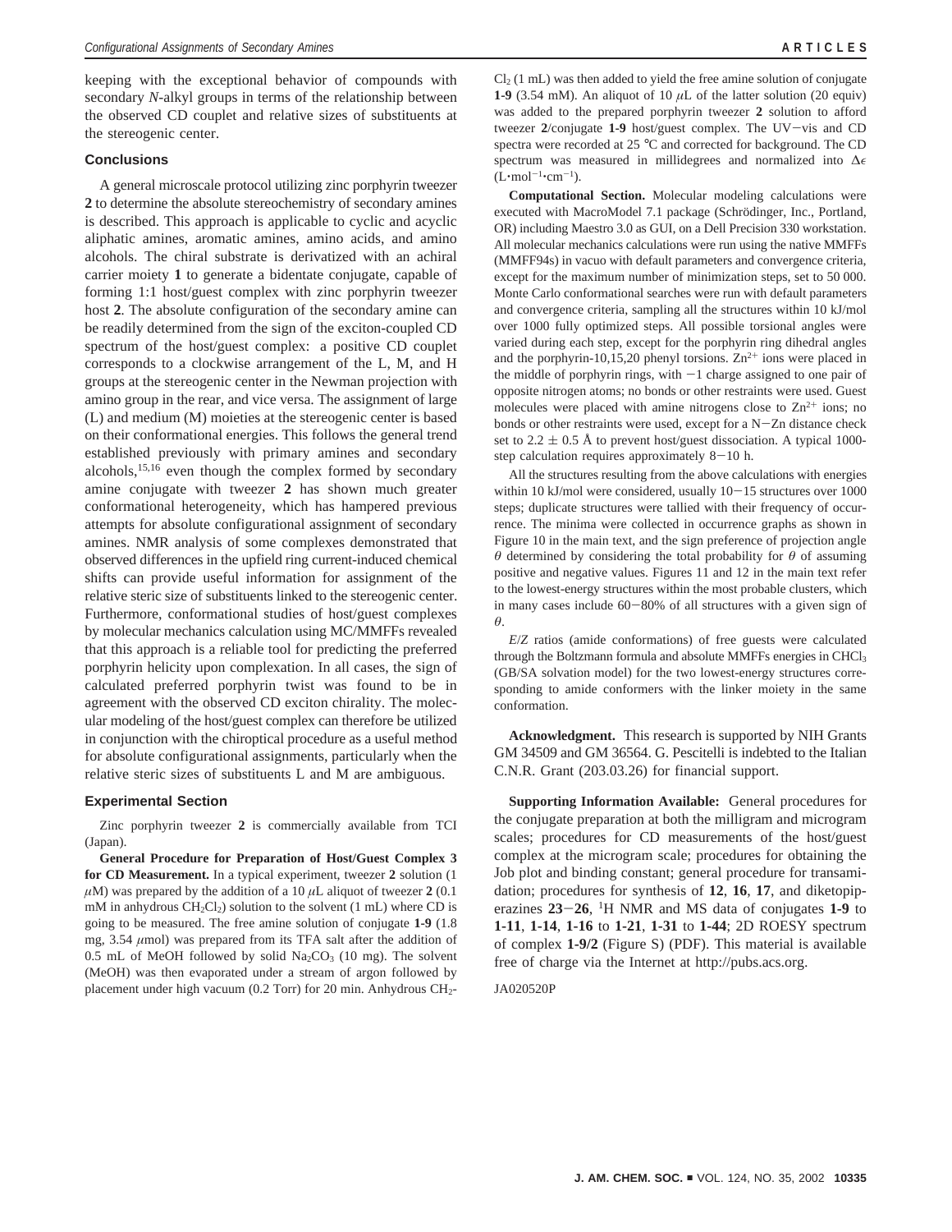keeping with the exceptional behavior of compounds with secondary *N*-alkyl groups in terms of the relationship between the observed CD couplet and relative sizes of substituents at the stereogenic center.

### Conclusions

A general microscale protocol utilizing zinc porphyrin tweezer **2** to determine the absolute stereochemistry of secondary amines is described. This approach is applicable to cyclic and acyclic aliphatic amines, aromatic amines, amino acids, and amino alcohols. The chiral substrate is derivatized with an achiral carrier moiety **1** to generate a bidentate conjugate, capable of forming 1:1 host/guest complex with zinc porphyrin tweezer host **2**. The absolute configuration of the secondary amine can be readily determined from the sign of the exciton-coupled CD spectrum of the host/guest complex: a positive CD couplet corresponds to a clockwise arrangement of the L, M, and H groups at the stereogenic center in the Newman projection with amino group in the rear, and vice versa. The assignment of large (L) and medium (M) moieties at the stereogenic center is based on their conformational energies. This follows the general trend established previously with primary amines and secondary alcohols,[15,16] even though the complex formed by secondary amine conjugate with tweezer **2** has shown much greater conformational heterogeneity, which has hampered previous attempts for absolute configurational assignment of secondary amines. NMR analysis of some complexes demonstrated that observed differences in the upfield ring current-induced chemical shifts can provide useful information for assignment of the relative steric size of substituents linked to the stereogenic center. Furthermore, conformational studies of host/guest complexes by molecular mechanics calculation using MC/MMFFs revealed that this approach is a reliable tool for predicting the preferred porphyrin helicity upon complexation. In all cases, the sign of calculated preferred porphyrin twist was found to be in agreement with the observed CD exciton chirality. The molecular modeling of the host/guest complex can therefore be utilized in conjunction with the chiroptical procedure as a useful method for absolute configurational assignments, particularly when the relative steric sizes of substituents L and M are ambiguous.

### Experimental Section

Zinc porphyrin tweezer **2** is commercially available from TCI (Japan).

**General Procedure for Preparation of Host/Guest Complex 3 for CD Measurement.** In a typical experiment, tweezer **2** solution (1 $\mu$M) was prepared by the addition of a 10 $\mu$L aliquot of tweezer **2** (0.1 mM in anhydrous $CH_2Cl_2$) solution to the solvent (1 mL) where CD is going to be measured. The free amine solution of conjugate **1-9** (1.8 mg, 3.54 $\mu$mol) was prepared from its TFA salt after the addition of 0.5 mL of MeOH followed by solid $Na_2CO_3$ (10 mg). The solvent (MeOH) was then evaporated under a stream of argon followed by placement under high vacuum (0.2 Torr) for 20 min. Anhydrous $CH_2Cl_2$ (1 mL) was then added to yield the free amine solution of conjugate **1-9** (3.54 mM). An aliquot of 10 $\mu$L of the latter solution (20 equiv) was added to the prepared porphyrin tweezer **2** solution to afford tweezer **2**/conjugate **1-9** host/guest complex. The UV–vis and CD spectra were recorded at 25 °C and corrected for background. The CD spectrum was measured in millidegrees and normalized into $\Delta\epsilon$ ($L \cdot mol^{-1} \cdot cm^{-1}$).

**Computational Section.** Molecular modeling calculations were executed with MacroModel 7.1 package (Schrödinger, Inc., Portland, OR) including Maestro 3.0 as GUI, on a Dell Precision 330 workstation. All molecular mechanics calculations were run using the native MMFFs (MMFF94s) in vacuo with default parameters and convergence criteria, except for the maximum number of minimization steps, set to 50 000. Monte Carlo conformational searches were run with default parameters and convergence criteria, sampling all the structures within 10 kJ/mol over 1000 fully optimized steps. All possible torsional angles were varied during each step, except for the porphyrin ring dihedral angles and the porphyrin-10,15,20 phenyl torsions. $Zn^{2+}$ ions were placed in the middle of porphyrin rings, with −1 charge assigned to one pair of opposite nitrogen atoms; no bonds or other restraints were used. Guest molecules were placed with amine nitrogens close to $Zn^{2+}$ ions; no bonds or other restraints were used, except for a N–Zn distance check set to 2.2 ± 0.5 Å to prevent host/guest dissociation. A typical 1000-step calculation requires approximately 8–10 h.

All the structures resulting from the above calculations with energies within 10 kJ/mol were considered, usually 10–15 structures over 1000 steps; duplicate structures were tallied with their frequency of occurrence. The minima were collected in occurrence graphs as shown in Figure 10 in the main text, and the sign preference of projection angle $\theta$ determined by considering the total probability for $\theta$ of assuming positive and negative values. Figures 11 and 12 in the main text refer to the lowest-energy structures within the most probable clusters, which in many cases include 60–80% of all structures with a given sign of $\theta$.

*E*/*Z* ratios (amide conformations) of free guests were calculated through the Boltzmann formula and absolute MMFFs energies in $CHCl_3$ (GB/SA solvation model) for the two lowest-energy structures corresponding to amide conformers with the linker moiety in the same conformation.

**Acknowledgment.** This research is supported by NIH Grants GM 34509 and GM 36564. G. Pescitelli is indebted to the Italian C.N.R. Grant (203.03.26) for financial support.

**Supporting Information Available:** General procedures for the conjugate preparation at both the milligram and microgram scales; procedures for CD measurements of the host/guest complex at the microgram scale; procedures for obtaining the Job plot and binding constant; general procedure for transamidation; procedures for synthesis of **12**, **16**, **17**, and diketopiperazines **23**–**26**, $^{1}$H NMR and MS data of conjugates **1-9** to **1-11**, **1-14**, **1-16** to **1-21**, **1-31** to **1-44**; 2D ROESY spectrum of complex **1-9/2** (Figure S) (PDF). This material is available free of charge via the Internet at http://pubs.acs.org.

JA020520P